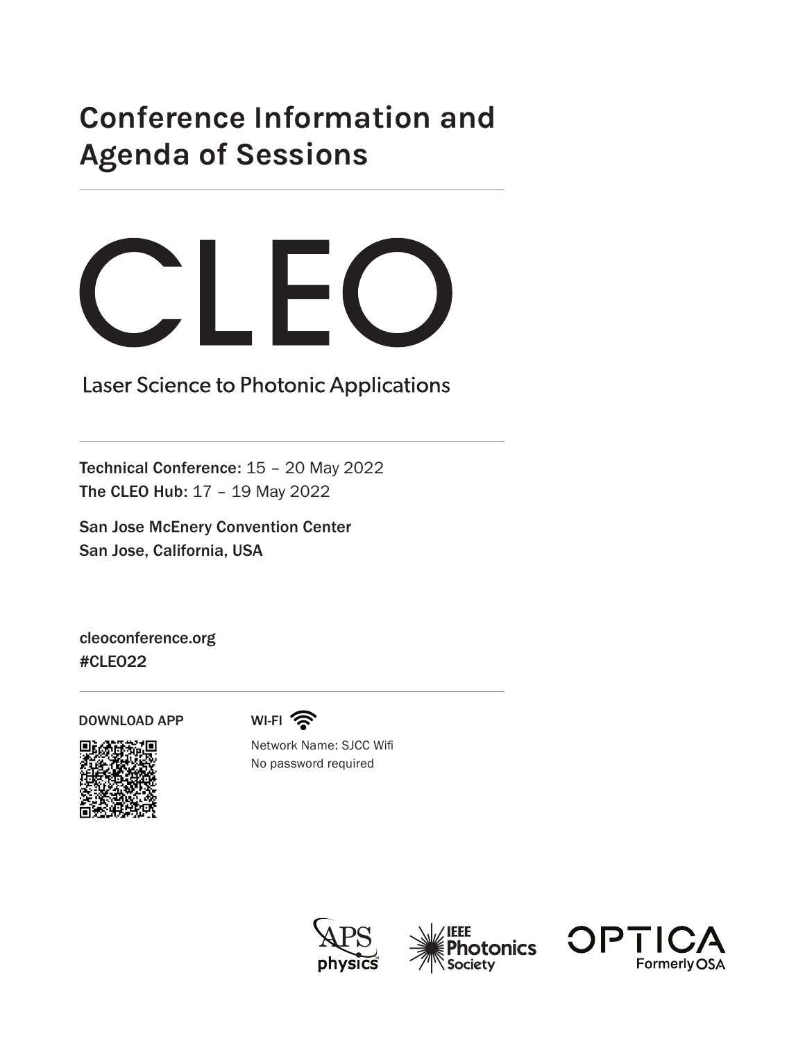# Conference Information and Agenda of Sessions

# CLEO

Laser Science to Photonic Applications

**Technical Conference:** 15 – 20 May 2022
**The CLEO Hub:** 17 – 19 May 2022

San Jose McEnery Convention Center
San Jose, California, USA

cleoconference.org
#CLEO22

DOWNLOAD APP

WI-FI

Network Name: SJCC Wifi
No password required

APS physics

IEEE Photonics Society

OPTICA Formerly OSA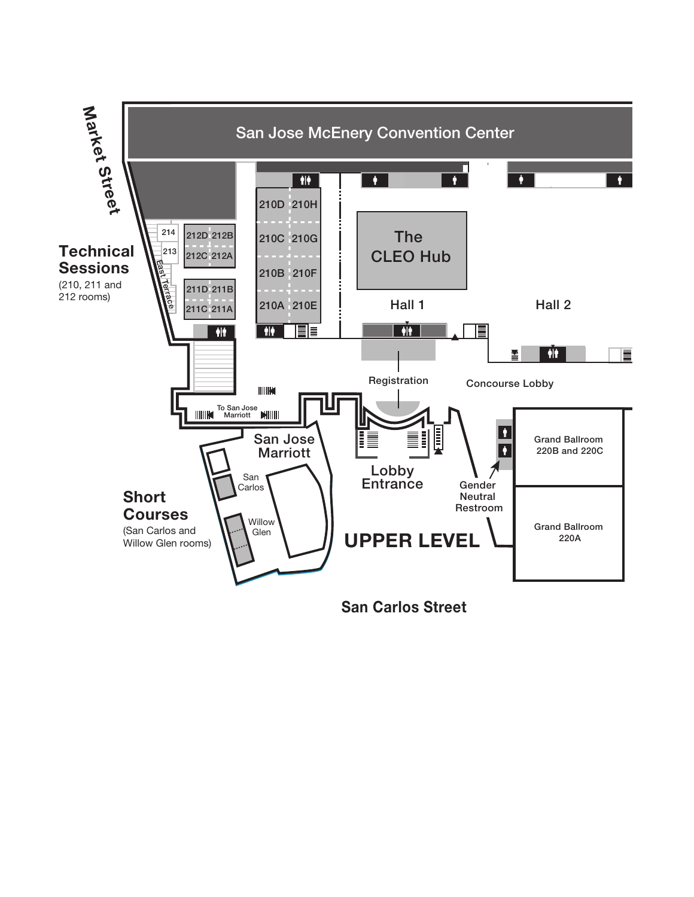Market Street

San Jose McEnery Convention Center

**Technical Sessions**
(210, 211 and 212 rooms)

214
213
East Terrace

212D 212B
212C 212A
211D 211B
211C 211A

210D 210H
210C 210G
210B 210F
210A 210E

The CLEO Hub

Hall 1

Hall 2

Registration

Concourse Lobby

To San Jose Marriott

San Jose Marriott

San Carlos

Willow Glen

**Short Courses**
(San Carlos and Willow Glen rooms)

Lobby Entrance

Gender Neutral Restroom

Grand Ballroom 220B and 220C

Grand Ballroom 220A

**UPPER LEVEL**

**San Carlos Street**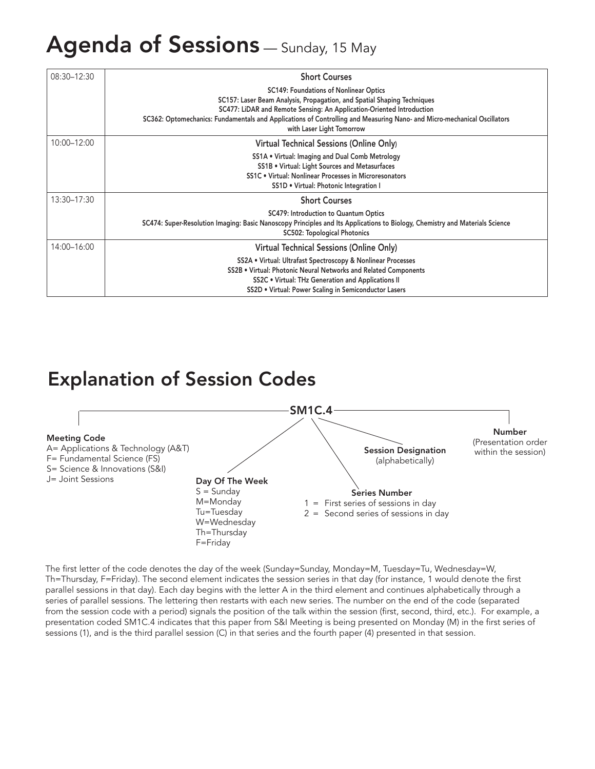# Agenda of Sessions — Sunday, 15 May

| | |
|---|---|
| 08:30–12:30 | **Short Courses**<br>SC149: Foundations of Nonlinear Optics<br>SC157: Laser Beam Analysis, Propagation, and Spatial Shaping Techniques<br>SC477: LiDAR and Remote Sensing: An Application-Oriented Introduction<br>SC362: Optomechanics: Fundamentals and Applications of Controlling and Measuring Nano- and Micro-mechanical Oscillators with Laser Light Tomorrow |
| 10:00–12:00 | **Virtual Technical Sessions (Online Only)**<br>SS1A • Virtual: Imaging and Dual Comb Metrology<br>SS1B • Virtual: Light Sources and Metasurfaces<br>SS1C • Virtual: Nonlinear Processes in Microresonators<br>SS1D • Virtual: Photonic Integration I |
| 13:30–17:30 | **Short Courses**<br>SC479: Introduction to Quantum Optics<br>SC474: Super-Resolution Imaging: Basic Nanoscopy Principles and Its Applications to Biology, Chemistry and Materials Science<br>SC502: Topological Photonics |
| 14:00–16:00 | **Virtual Technical Sessions (Online Only)**<br>SS2A • Virtual: Ultrafast Spectroscopy & Nonlinear Processes<br>SS2B • Virtual: Photonic Neural Networks and Related Components<br>SS2C • Virtual: THz Generation and Applications II<br>SS2D • Virtual: Power Scaling in Semiconductor Lasers |

# Explanation of Session Codes

**SM1C.4**

**Meeting Code**
A= Applications & Technology (A&T)
F= Fundamental Science (FS)
S= Science & Innovations (S&I)
J= Joint Sessions

**Day Of The Week**
S = Sunday
M=Monday
Tu=Tuesday
W=Wednesday
Th=Thursday
F=Friday

**Series Number**
1 = First series of sessions in day
2 = Second series of sessions in day

**Session Designation**
(alphabetically)

**Number**
(Presentation order within the session)

The first letter of the code denotes the day of the week (Sunday=Sunday, Monday=M, Tuesday=Tu, Wednesday=W, Th=Thursday, F=Friday). The second element indicates the session series in that day (for instance, 1 would denote the first parallel sessions in that day). Each day begins with the letter A in the third element and continues alphabetically through a series of parallel sessions. The lettering then restarts with each new series. The number on the end of the code (separated from the session code with a period) signals the position of the talk within the session (first, second, third, etc.). For example, a presentation coded SM1C.4 indicates that this paper from S&I Meeting is being presented on Monday (M) in the first series of sessions (1), and is the third parallel session (C) in that series and the fourth paper (4) presented in that session.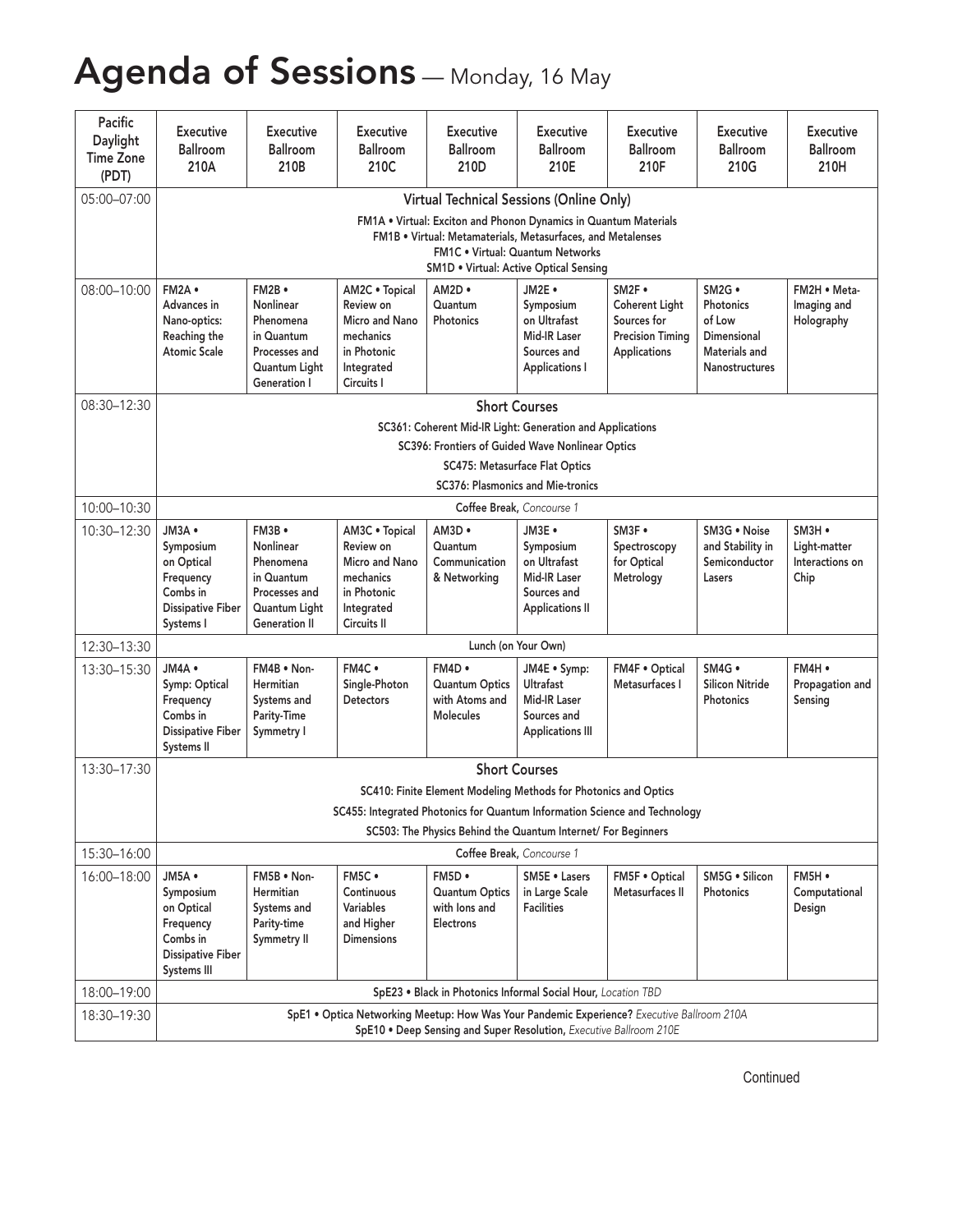# Agenda of Sessions — Monday, 16 May

| Pacific Daylight Time Zone (PDT) | Executive Ballroom 210A | Executive Ballroom 210B | Executive Ballroom 210C | Executive Ballroom 210D | Executive Ballroom 210E | Executive Ballroom 210F | Executive Ballroom 210G | Executive Ballroom 210H |
|---|---|---|---|---|---|---|---|---|
| 05:00–07:00 | **Virtual Technical Sessions (Online Only)**<br>FM1A • Virtual: Exciton and Phonon Dynamics in Quantum Materials<br>FM1B • Virtual: Metamaterials, Metasurfaces, and Metalenses<br>FM1C • Virtual: Quantum Networks<br>SM1D • Virtual: Active Optical Sensing | | | | | | | |
| 08:00–10:00 | FM2A • Advances in Nano-optics: Reaching the Atomic Scale | FM2B • Nonlinear Phenomena in Quantum Processes and Quantum Light Generation I | AM2C • Topical Review on Micro and Nano mechanics in Photonic Integrated Circuits I | AM2D • Quantum Photonics | JM2E • Symposium on Ultrafast Mid-IR Laser Sources and Applications I | SM2F • Coherent Light Sources for Precision Timing Applications | SM2G • Photonics of Low Dimensional Materials and Nanostructures | FM2H • Meta-Imaging and Holography |
| 08:30–12:30 | **Short Courses**<br>SC361: Coherent Mid-IR Light: Generation and Applications<br>SC396: Frontiers of Guided Wave Nonlinear Optics<br>SC475: Metasurface Flat Optics<br>SC376: Plasmonics and Mie-tronics | | | | | | | |
| 10:00–10:30 | Coffee Break, *Concourse 1* | | | | | | | |
| 10:30–12:30 | JM3A • Symposium on Optical Frequency Combs in Dissipative Fiber Systems I | FM3B • Nonlinear Phenomena in Quantum Processes and Quantum Light Generation II | AM3C • Topical Review on Micro and Nano mechanics in Photonic Integrated Circuits II | AM3D • Quantum Communication & Networking | JM3E • Symposium on Ultrafast Mid-IR Laser Sources and Applications II | SM3F • Spectroscopy for Optical Metrology | SM3G • Noise and Stability in Semiconductor Lasers | SM3H • Light-matter Interactions on Chip |
| 12:30–13:30 | Lunch (on Your Own) | | | | | | | |
| 13:30–15:30 | JM4A • Symp: Optical Frequency Combs in Dissipative Fiber Systems II | FM4B • Non-Hermitian Systems and Parity-Time Symmetry I | FM4C • Single-Photon Detectors | FM4D • Quantum Optics with Atoms and Molecules | JM4E • Symp: Ultrafast Mid-IR Laser Sources and Applications III | FM4F • Optical Metasurfaces I | SM4G • Silicon Nitride Photonics | FM4H • Propagation and Sensing |
| 13:30–17:30 | **Short Courses**<br>SC410: Finite Element Modeling Methods for Photonics and Optics<br>SC455: Integrated Photonics for Quantum Information Science and Technology<br>SC503: The Physics Behind the Quantum Internet/ For Beginners | | | | | | | |
| 15:30–16:00 | Coffee Break, *Concourse 1* | | | | | | | |
| 16:00–18:00 | JM5A • Symposium on Optical Frequency Combs in Dissipative Fiber Systems III | FM5B • Non-Hermitian Systems and Parity-time Symmetry II | FM5C • Continuous Variables and Higher Dimensions | FM5D • Quantum Optics with Ions and Electrons | SM5E • Lasers in Large Scale Facilities | FM5F • Optical Metasurfaces II | SM5G • Silicon Photonics | FM5H • Computational Design |
| 18:00–19:00 | SpE23 • Black in Photonics Informal Social Hour, *Location TBD* | | | | | | | |
| 18:30–19:30 | SpE1 • Optica Networking Meetup: How Was Your Pandemic Experience? *Executive Ballroom 210A*<br>SpE10 • Deep Sensing and Super Resolution, *Executive Ballroom 210E* | | | | | | | |

Continued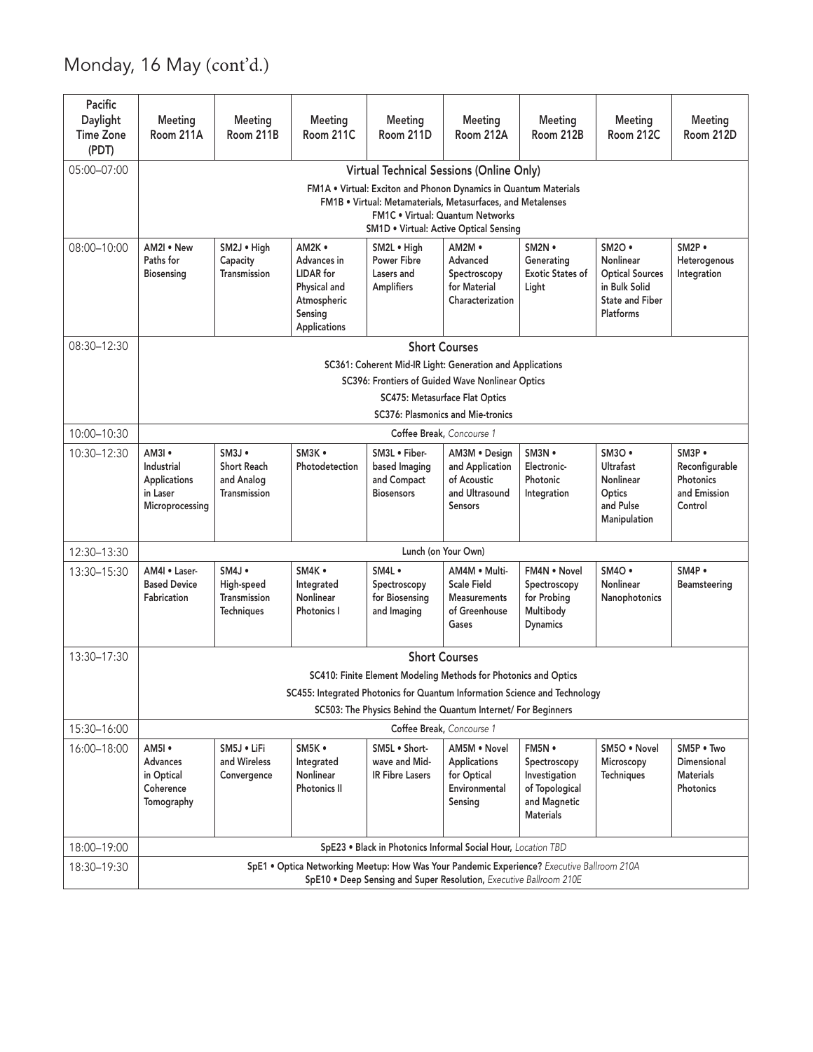# Monday, 16 May (cont'd.)

| Pacific Daylight Time Zone (PDT) | Meeting Room 211A | Meeting Room 211B | Meeting Room 211C | Meeting Room 211D | Meeting Room 212A | Meeting Room 212B | Meeting Room 212C | Meeting Room 212D |
|---|---|---|---|---|---|---|---|---|
| 05:00–07:00 | **Virtual Technical Sessions (Online Only)**<br>FM1A • Virtual: Exciton and Phonon Dynamics in Quantum Materials<br>FM1B • Virtual: Metamaterials, Metasurfaces, and Metalenses<br>FM1C • Virtual: Quantum Networks<br>SM1D • Virtual: Active Optical Sensing | | | | | | | |
| 08:00–10:00 | AM2I • New Paths for Biosensing | SM2J • High Capacity Transmission | AM2K • Advances in LIDAR for Physical and Atmospheric Sensing Applications | SM2L • High Power Fibre Lasers and Amplifiers | AM2M • Advanced Spectroscopy for Material Characterization | SM2N • Generating Exotic States of Light | SM2O • Nonlinear Optical Sources in Bulk Solid State and Fiber Platforms | SM2P • Heterogenous Integration |
| 08:30–12:30 | **Short Courses**<br>SC361: Coherent Mid-IR Light: Generation and Applications<br>SC396: Frontiers of Guided Wave Nonlinear Optics<br>SC475: Metasurface Flat Optics<br>SC376: Plasmonics and Mie-tronics | | | | | | | |
| 10:00–10:30 | Coffee Break, *Concourse 1* | | | | | | | |
| 10:30–12:30 | AM3I • Industrial Applications in Laser Microprocessing | SM3J • Short Reach and Analog Transmission | SM3K • Photodetection | SM3L • Fiber-based Imaging and Compact Biosensors | AM3M • Design and Application of Acoustic and Ultrasound Sensors | SM3N • Electronic-Photonic Integration | SM3O • Ultrafast Nonlinear Optics and Pulse Manipulation | SM3P • Reconfigurable Photonics and Emission Control |
| 12:30–13:30 | Lunch (on Your Own) | | | | | | | |
| 13:30–15:30 | AM4I • Laser-Based Device Fabrication | SM4J • High-speed Transmission Techniques | SM4K • Integrated Nonlinear Photonics I | SM4L • Spectroscopy for Biosensing and Imaging | AM4M • Multi-Scale Field Measurements of Greenhouse Gases | FM4N • Novel Spectroscopy for Probing Multibody Dynamics | SM4O • Nonlinear Nanophotonics | SM4P • Beamsteering |
| 13:30–17:30 | **Short Courses**<br>SC410: Finite Element Modeling Methods for Photonics and Optics<br>SC455: Integrated Photonics for Quantum Information Science and Technology<br>SC503: The Physics Behind the Quantum Internet/ For Beginners | | | | | | | |
| 15:30–16:00 | Coffee Break, *Concourse 1* | | | | | | | |
| 16:00–18:00 | AM5I • Advances in Optical Coherence Tomography | SM5J • LiFi and Wireless Convergence | SM5K • Integrated Nonlinear Photonics II | SM5L • Short-wave and Mid-IR Fibre Lasers | AM5M • Novel Applications for Optical Environmental Sensing | FM5N • Spectroscopy Investigation of Topological and Magnetic Materials | SM5O • Novel Microscopy Techniques | SM5P • Two Dimensional Materials Photonics |
| 18:00–19:00 | SpE23 • Black in Photonics Informal Social Hour, *Location TBD* | | | | | | | |
| 18:30–19:30 | SpE1 • Optica Networking Meetup: How Was Your Pandemic Experience? *Executive Ballroom 210A*<br>SpE10 • Deep Sensing and Super Resolution, *Executive Ballroom 210E* | | | | | | | |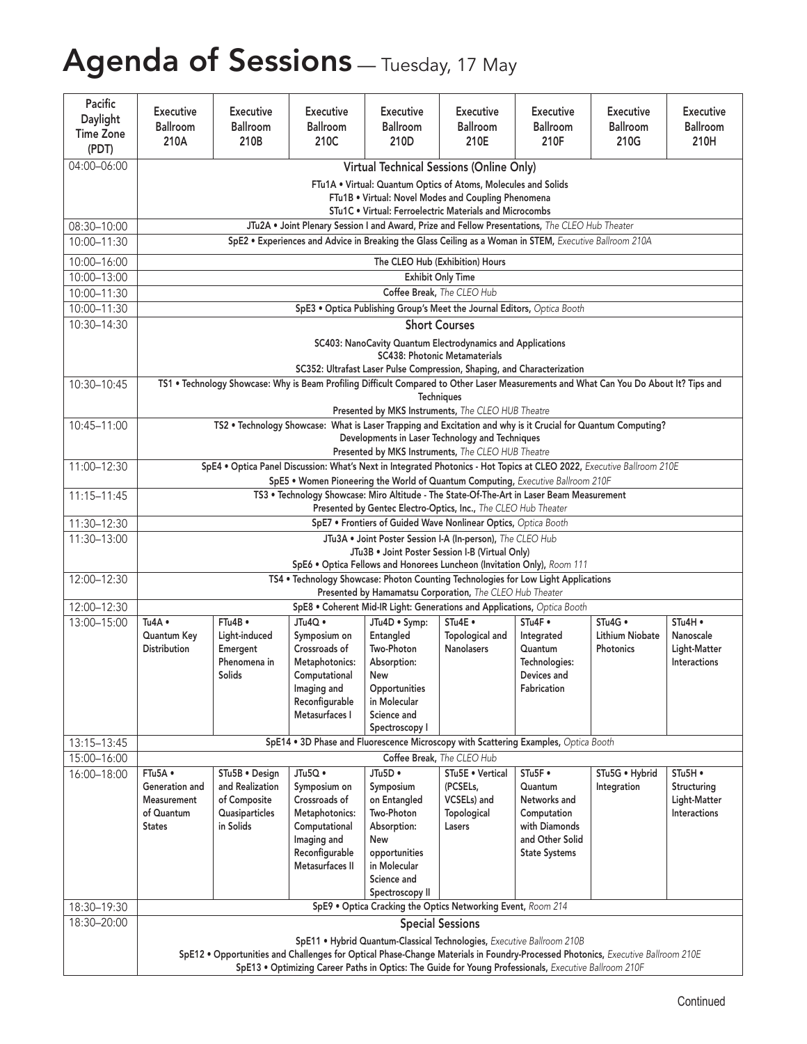# Agenda of Sessions — Tuesday, 17 May

| Pacific Daylight Time Zone (PDT) | Executive Ballroom 210A | Executive Ballroom 210B | Executive Ballroom 210C | Executive Ballroom 210D | Executive Ballroom 210E | Executive Ballroom 210F | Executive Ballroom 210G | Executive Ballroom 210H |
|---|---|---|---|---|---|---|---|---|
| 04:00–06:00 | **Virtual Technical Sessions (Online Only)**<br>FTu1A • Virtual: Quantum Optics of Atoms, Molecules and Solids<br>FTu1B • Virtual: Novel Modes and Coupling Phenomena<br>STu1C • Virtual: Ferroelectric Materials and Microcombs | | | | | | | |
| 08:30–10:00 | JTu2A • Joint Plenary Session I and Award, Prize and Fellow Presentations, *The CLEO Hub Theater* | | | | | | | |
| 10:00–11:30 | SpE2 • Experiences and Advice in Breaking the Glass Ceiling as a Woman in STEM, *Executive Ballroom 210A* | | | | | | | |
| 10:00–16:00 | The CLEO Hub (Exhibition) Hours | | | | | | | |
| 10:00–13:00 | Exhibit Only Time | | | | | | | |
| 10:00–11:30 | Coffee Break, *The CLEO Hub* | | | | | | | |
| 10:00–11:30 | SpE3 • Optica Publishing Group's Meet the Journal Editors, *Optica Booth* | | | | | | | |
| 10:30–14:30 | **Short Courses**<br>SC403: NanoCavity Quantum Electrodynamics and Applications<br>SC438: Photonic Metamaterials<br>SC352: Ultrafast Laser Pulse Compression, Shaping, and Characterization | | | | | | | |
| 10:30–10:45 | TS1 • Technology Showcase: Why is Beam Profiling Difficult Compared to Other Laser Measurements and What Can You Do About It? Tips and Techniques<br>Presented by MKS Instruments, *The CLEO HUB Theatre* | | | | | | | |
| 10:45–11:00 | TS2 • Technology Showcase: What is Laser Trapping and Excitation and why is it Crucial for Quantum Computing? Developments in Laser Technology and Techniques<br>Presented by MKS Instruments, *The CLEO HUB Theatre* | | | | | | | |
| 11:00–12:30 | SpE4 • Optica Panel Discussion: What's Next in Integrated Photonics - Hot Topics at CLEO 2022, *Executive Ballroom 210E*<br>SpE5 • Women Pioneering the World of Quantum Computing, *Executive Ballroom 210F* | | | | | | | |
| 11:15–11:45 | TS3 • Technology Showcase: Miro Altitude - The State-Of-The-Art in Laser Beam Measurement<br>Presented by Gentec Electro-Optics, Inc., *The CLEO Hub Theater* | | | | | | | |
| 11:30–12:30 | SpE7 • Frontiers of Guided Wave Nonlinear Optics, *Optica Booth* | | | | | | | |
| 11:30–13:00 | JTu3A • Joint Poster Session I-A (In-person), *The CLEO Hub*<br>JTu3B • Joint Poster Session I-B (Virtual Only)<br>SpE6 • Optica Fellows and Honorees Luncheon (Invitation Only), *Room 111* | | | | | | | |
| 12:00–12:30 | TS4 • Technology Showcase: Photon Counting Technologies for Low Light Applications<br>Presented by Hamamatsu Corporation, *The CLEO Hub Theater* | | | | | | | |
| 12:00–12:30 | SpE8 • Coherent Mid-IR Light: Generations and Applications, *Optica Booth* | | | | | | | |
| 13:00–15:00 | Tu4A • Quantum Key Distribution | FTu4B • Light-induced Emergent Phenomena in Solids | JTu4Q • Symposium on Crossroads of Metaphotonics: Computational Imaging and Reconfigurable Metasurfaces I | JTu4D • Symp: Entangled Two-Photon Absorption: New Opportunities in Molecular Science and Spectroscopy I | STu4E • Topological and Nanolasers | STu4F • Integrated Quantum Technologies: Devices and Fabrication | STu4G • Lithium Niobate Photonics | STu4H • Nanoscale Light-Matter Interactions |
| 13:15–13:45 | SpE14 • 3D Phase and Fluorescence Microscopy with Scattering Examples, *Optica Booth* | | | | | | | |
| 15:00–16:00 | Coffee Break, *The CLEO Hub* | | | | | | | |
| 16:00–18:00 | FTu5A • Generation and Measurement of Quantum States | STu5B • Design and Realization of Composite Quasiparticles in Solids | JTu5Q • Symposium on Crossroads of Metaphotonics: Computational Imaging and Reconfigurable Metasurfaces II | JTu5D • Symposium on Entangled Two-Photon Absorption: New opportunities in Molecular Science and Spectroscopy II | STu5E • Vertical (PCSELs, VCSELs) and Topological Lasers | STu5F • Quantum Networks and Computation with Diamonds and Other Solid State Systems | STu5G • Hybrid Integration | STu5H • Structuring Light-Matter Interactions |
| 18:30–19:30 | SpE9 • Optica Cracking the Optics Networking Event, *Room 214* | | | | | | | |
| 18:30–20:00 | **Special Sessions**<br>SpE11 • Hybrid Quantum-Classical Technologies, *Executive Ballroom 210B*<br>SpE12 • Opportunities and Challenges for Optical Phase-Change Materials in Foundry-Processed Photonics, *Executive Ballroom 210E*<br>SpE13 • Optimizing Career Paths in Optics: The Guide for Young Professionals, *Executive Ballroom 210F* | | | | | | | |

Continued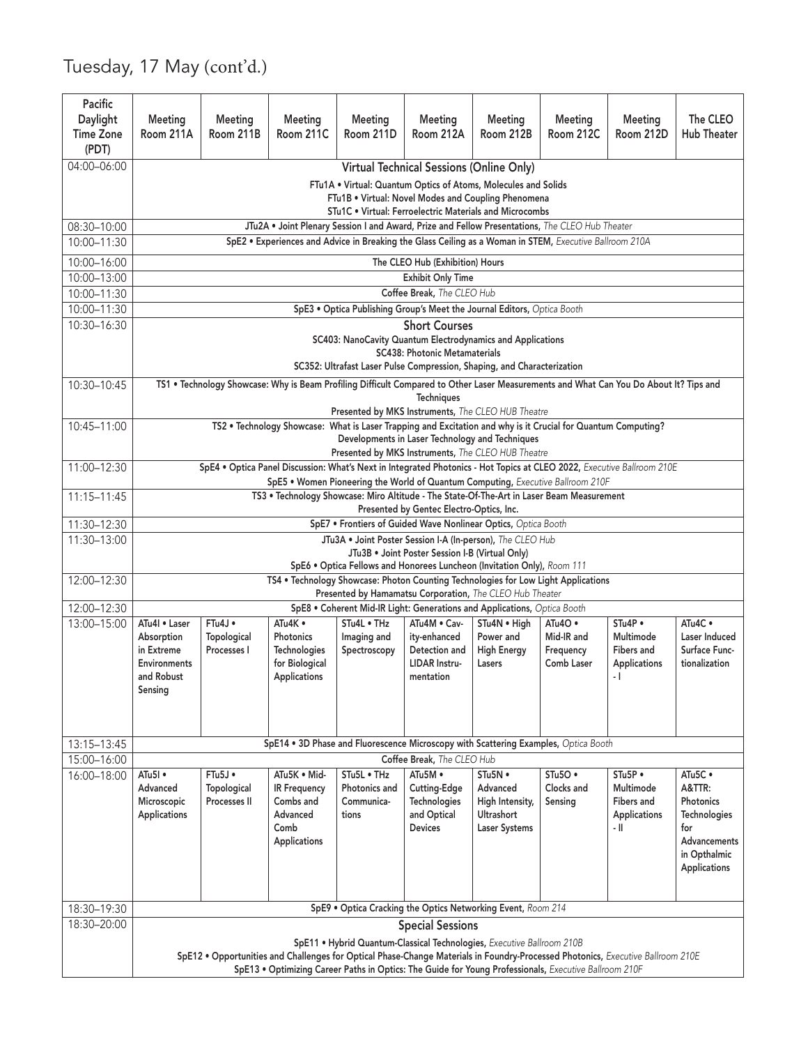## Tuesday, 17 May (cont'd.)

| Pacific Daylight Time Zone (PDT) | Meeting Room 211A | Meeting Room 211B | Meeting Room 211C | Meeting Room 211D | Meeting Room 212A | Meeting Room 212B | Meeting Room 212C | Meeting Room 212D | The CLEO Hub Theater |
|---|---|---|---|---|---|---|---|---|---|
| 04:00–06:00 | **Virtual Technical Sessions (Online Only)** FTu1A • Virtual: Quantum Optics of Atoms, Molecules and Solids; FTu1B • Virtual: Novel Modes and Coupling Phenomena; STu1C • Virtual: Ferroelectric Materials and Microcombs | | | | | | | | |
| 08:30–10:00 | JTu2A • Joint Plenary Session I and Award, Prize and Fellow Presentations, *The CLEO Hub Theater* | | | | | | | | |
| 10:00–11:30 | SpE2 • Experiences and Advice in Breaking the Glass Ceiling as a Woman in STEM, *Executive Ballroom 210A* | | | | | | | | |
| 10:00–16:00 | The CLEO Hub (Exhibition) Hours | | | | | | | | |
| 10:00–13:00 | Exhibit Only Time | | | | | | | | |
| 10:00–11:30 | Coffee Break, *The CLEO Hub* | | | | | | | | |
| 10:00–11:30 | SpE3 • Optica Publishing Group's Meet the Journal Editors, *Optica Booth* | | | | | | | | |
| 10:30–16:30 | **Short Courses** SC403: NanoCavity Quantum Electrodynamics and Applications; SC438: Photonic Metamaterials; SC352: Ultrafast Laser Pulse Compression, Shaping, and Characterization | | | | | | | | |
| 10:30–10:45 | TS1 • Technology Showcase: Why is Beam Profiling Difficult Compared to Other Laser Measurements and What Can You Do About It? Tips and Techniques. Presented by MKS Instruments, *The CLEO HUB Theatre* | | | | | | | | |
| 10:45–11:00 | TS2 • Technology Showcase: What is Laser Trapping and Excitation and why is it Crucial for Quantum Computing? Developments in Laser Technology and Techniques. Presented by MKS Instruments, *The CLEO HUB Theatre* | | | | | | | | |
| 11:00–12:30 | SpE4 • Optica Panel Discussion: What's Next in Integrated Photonics - Hot Topics at CLEO 2022, *Executive Ballroom 210E*; SpE5 • Women Pioneering the World of Quantum Computing, *Executive Ballroom 210F* | | | | | | | | |
| 11:15–11:45 | TS3 • Technology Showcase: Miro Altitude - The State-Of-The-Art in Laser Beam Measurement. Presented by Gentec Electro-Optics, Inc. | | | | | | | | |
| 11:30–12:30 | SpE7 • Frontiers of Guided Wave Nonlinear Optics, *Optica Booth* | | | | | | | | |
| 11:30–13:00 | JTu3A • Joint Poster Session I-A (In-person), *The CLEO Hub*; JTu3B • Joint Poster Session I-B (Virtual Only); SpE6 • Optica Fellows and Honorees Luncheon (Invitation Only), *Room 111* | | | | | | | | |
| 12:00–12:30 | TS4 • Technology Showcase: Photon Counting Technologies for Low Light Applications. Presented by Hamamatsu Corporation, *The CLEO Hub Theater* | | | | | | | | |
| 12:00–12:30 | SpE8 • Coherent Mid-IR Light: Generations and Applications, *Optica Booth* | | | | | | | | |
| 13:00–15:00 | ATu4I • Laser Absorption in Extreme Environments and Robust Sensing | FTu4J • Topological Processes I | ATu4K • Photonics Technologies for Biological Applications | STu4L • THz Imaging and Spectroscopy | ATu4M • Cavity-enhanced Detection and LIDAR Instrumentation | STu4N • High Power and High Energy Lasers | ATu4O • Mid-IR and Frequency Comb Laser | STu4P • Multimode Fibers and Applications - I | ATu4C • Laser Induced Surface Functionalization |
| 13:15–13:45 | SpE14 • 3D Phase and Fluorescence Microscopy with Scattering Examples, *Optica Booth* | | | | | | | | |
| 15:00–16:00 | Coffee Break, *The CLEO Hub* | | | | | | | | |
| 16:00–18:00 | ATu5I • Advanced Microscopic Applications | FTu5J • Topological Processes II | ATu5K • Mid-IR Frequency Combs and Advanced Comb Applications | STu5L • THz Photonics and Communications | ATu5M • Cutting-Edge Technologies and Optical Devices | STu5N • Advanced High Intensity, Ultrashort Laser Systems | STu5O • Clocks and Sensing | STu5P • Multimode Fibers and Applications - II | ATu5C • A&TTR: Photonics Technologies for Advancements in Opthalmic Applications |
| 18:30–19:30 | SpE9 • Optica Cracking the Optics Networking Event, *Room 214* | | | | | | | | |
| 18:30–20:00 | **Special Sessions** SpE11 • Hybrid Quantum-Classical Technologies, *Executive Ballroom 210B*; SpE12 • Opportunities and Challenges for Optical Phase-Change Materials in Foundry-Processed Photonics, *Executive Ballroom 210E*; SpE13 • Optimizing Career Paths in Optics: The Guide for Young Professionals, *Executive Ballroom 210F* | | | | | | | | |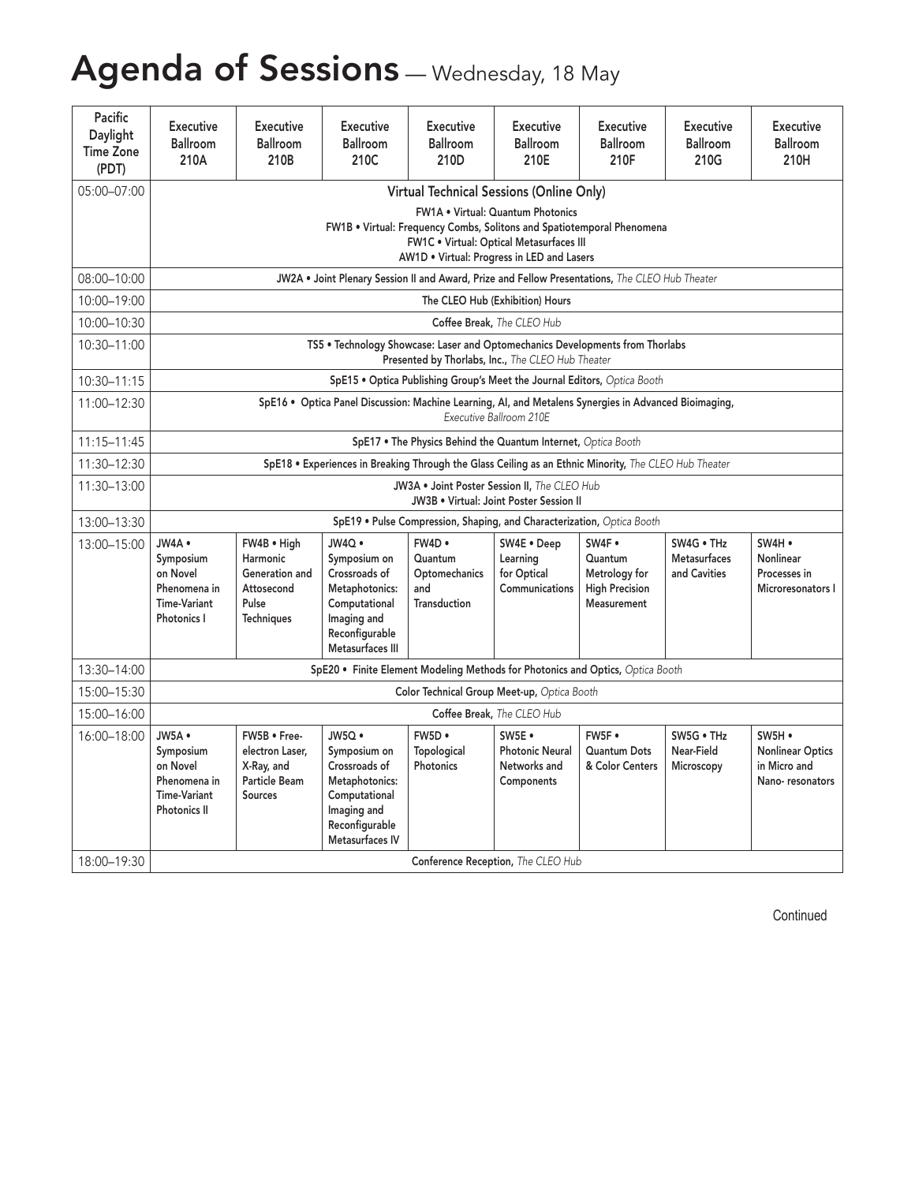# Agenda of Sessions — Wednesday, 18 May

| Pacific Daylight Time Zone (PDT) | Executive Ballroom 210A | Executive Ballroom 210B | Executive Ballroom 210C | Executive Ballroom 210D | Executive Ballroom 210E | Executive Ballroom 210F | Executive Ballroom 210G | Executive Ballroom 210H |
|---|---|---|---|---|---|---|---|---|
| 05:00–07:00 | **Virtual Technical Sessions (Online Only)** FW1A • Virtual: Quantum Photonics; FW1B • Virtual: Frequency Combs, Solitons and Spatiotemporal Phenomena; FW1C • Virtual: Optical Metasurfaces III; AW1D • Virtual: Progress in LED and Lasers | | | | | | | |
| 08:00–10:00 | JW2A • Joint Plenary Session II and Award, Prize and Fellow Presentations, *The CLEO Hub Theater* | | | | | | | |
| 10:00–19:00 | The CLEO Hub (Exhibition) Hours | | | | | | | |
| 10:00–10:30 | Coffee Break, *The CLEO Hub* | | | | | | | |
| 10:30–11:00 | TS5 • Technology Showcase: Laser and Optomechanics Developments from Thorlabs Presented by Thorlabs, Inc., *The CLEO Hub Theater* | | | | | | | |
| 10:30–11:15 | SpE15 • Optica Publishing Group's Meet the Journal Editors, *Optica Booth* | | | | | | | |
| 11:00–12:30 | SpE16 • Optica Panel Discussion: Machine Learning, AI, and Metalens Synergies in Advanced Bioimaging, *Executive Ballroom 210E* | | | | | | | |
| 11:15–11:45 | SpE17 • The Physics Behind the Quantum Internet, *Optica Booth* | | | | | | | |
| 11:30–12:30 | SpE18 • Experiences in Breaking Through the Glass Ceiling as an Ethnic Minority, *The CLEO Hub Theater* | | | | | | | |
| 11:30–13:00 | JW3A • Joint Poster Session II, *The CLEO Hub*; JW3B • Virtual: Joint Poster Session II | | | | | | | |
| 13:00–13:30 | SpE19 • Pulse Compression, Shaping, and Characterization, *Optica Booth* | | | | | | | |
| 13:00–15:00 | JW4A • Symposium on Novel Phenomena in Time-Variant Photonics I | FW4B • High Harmonic Generation and Attosecond Pulse Techniques | JW4Q • Symposium on Crossroads of Metaphotonics: Computational Imaging and Reconfigurable Metasurfaces III | FW4D • Quantum Optomechanics and Transduction | SW4E • Deep Learning for Optical Communications | SW4F • Quantum Metrology for High Precision Measurement | SW4G • THz Metasurfaces and Cavities | SW4H • Nonlinear Processes in Microresonators I |
| 13:30–14:00 | SpE20 • Finite Element Modeling Methods for Photonics and Optics, *Optica Booth* | | | | | | | |
| 15:00–15:30 | Color Technical Group Meet-up, *Optica Booth* | | | | | | | |
| 15:00–16:00 | Coffee Break, *The CLEO Hub* | | | | | | | |
| 16:00–18:00 | JW5A • Symposium on Novel Phenomena in Time-Variant Photonics II | FW5B • Free-electron Laser, X-Ray, and Particle Beam Sources | JW5Q • Symposium on Crossroads of Metaphotonics: Computational Imaging and Reconfigurable Metasurfaces IV | FW5D • Topological Photonics | SW5E • Photonic Neural Networks and Components | FW5F • Quantum Dots & Color Centers | SW5G • THz Near-Field Microscopy | SW5H • Nonlinear Optics in Micro and Nano- resonators |
| 18:00–19:30 | Conference Reception, *The CLEO Hub* | | | | | | | |

Continued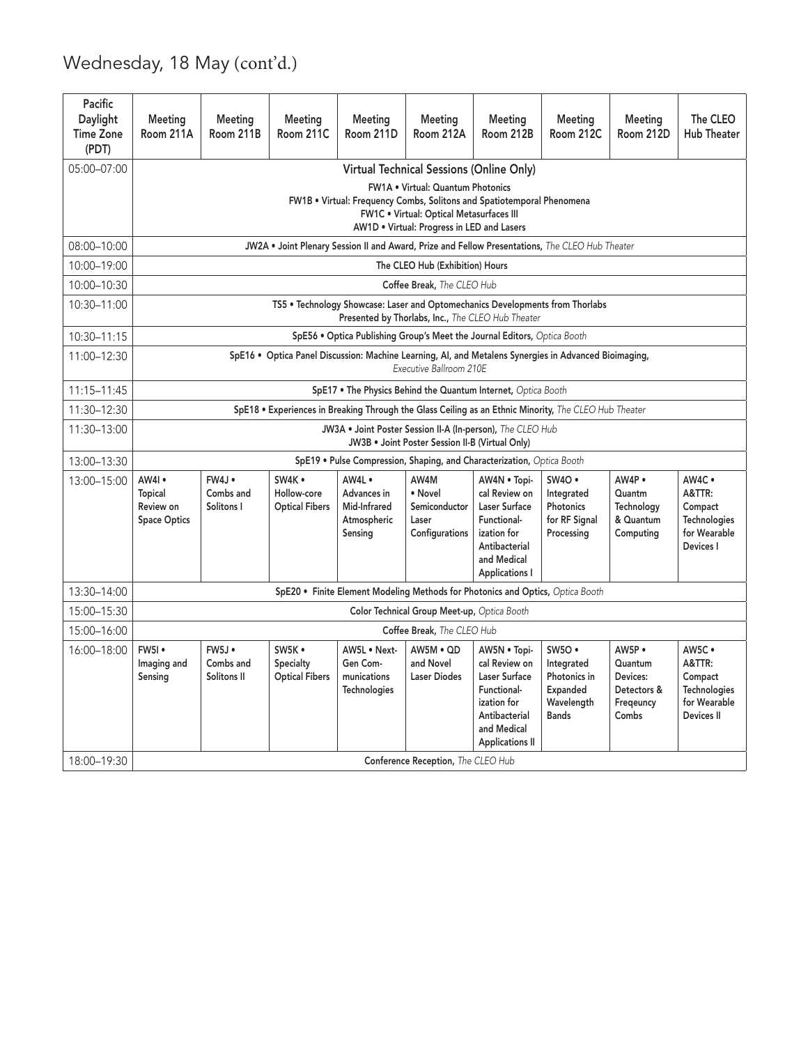## Wednesday, 18 May (cont'd.)

| Pacific Daylight Time Zone (PDT) | Meeting Room 211A | Meeting Room 211B | Meeting Room 211C | Meeting Room 211D | Meeting Room 212A | Meeting Room 212B | Meeting Room 212C | Meeting Room 212D | The CLEO Hub Theater |
|---|---|---|---|---|---|---|---|---|---|
| 05:00–07:00 | Virtual Technical Sessions (Online Only)<br>FW1A • Virtual: Quantum Photonics<br>FW1B • Virtual: Frequency Combs, Solitons and Spatiotemporal Phenomena<br>FW1C • Virtual: Optical Metasurfaces III<br>AW1D • Virtual: Progress in LED and Lasers | | | | | | | | |
| 08:00–10:00 | JW2A • Joint Plenary Session II and Award, Prize and Fellow Presentations, *The CLEO Hub Theater* | | | | | | | | |
| 10:00–19:00 | The CLEO Hub (Exhibition) Hours | | | | | | | | |
| 10:00–10:30 | Coffee Break, *The CLEO Hub* | | | | | | | | |
| 10:30–11:00 | TS5 • Technology Showcase: Laser and Optomechanics Developments from Thorlabs<br>Presented by Thorlabs, Inc., *The CLEO Hub Theater* | | | | | | | | |
| 10:30–11:15 | SpE56 • Optica Publishing Group's Meet the Journal Editors, *Optica Booth* | | | | | | | | |
| 11:00–12:30 | SpE16 • Optica Panel Discussion: Machine Learning, AI, and Metalens Synergies in Advanced Bioimaging, *Executive Ballroom 210E* | | | | | | | | |
| 11:15–11:45 | SpE17 • The Physics Behind the Quantum Internet, *Optica Booth* | | | | | | | | |
| 11:30–12:30 | SpE18 • Experiences in Breaking Through the Glass Ceiling as an Ethnic Minority, *The CLEO Hub Theater* | | | | | | | | |
| 11:30–13:00 | JW3A • Joint Poster Session II-A (In-person), *The CLEO Hub*<br>JW3B • Joint Poster Session II-B (Virtual Only) | | | | | | | | |
| 13:00–13:30 | SpE19 • Pulse Compression, Shaping, and Characterization, *Optica Booth* | | | | | | | | |
| 13:00–15:00 | AW4I • Topical Review on Space Optics | FW4J • Combs and Solitons I | SW4K • Hollow-core Optical Fibers | AW4L • Advances in Mid-Infrared Atmospheric Sensing | AW4M • Novel Semiconductor Laser Configurations | AW4N • Topical Review on Laser Surface Functionalization for Antibacterial and Medical Applications I | SW4O • Integrated Photonics for RF Signal Processing | AW4P • Quantm Technology & Quantum Computing | AW4C • A&TTR: Compact Technologies for Wearable Devices I |
| 13:30–14:00 | SpE20 • Finite Element Modeling Methods for Photonics and Optics, *Optica Booth* | | | | | | | | |
| 15:00–15:30 | Color Technical Group Meet-up, *Optica Booth* | | | | | | | | |
| 15:00–16:00 | Coffee Break, *The CLEO Hub* | | | | | | | | |
| 16:00–18:00 | FW5I • Imaging and Sensing | FW5J • Combs and Solitons II | SW5K • Specialty Optical Fibers | AW5L • Next-Gen Communications Technologies | AW5M • QD and Novel Laser Diodes | AW5N • Topical Review on Laser Surface Functionalization for Antibacterial and Medical Applications II | SW5O • Integrated Photonics in Expanded Wavelength Bands | AW5P • Quantum Devices: Detectors & Freqeuncy Combs | AW5C • A&TTR: Compact Technologies for Wearable Devices II |
| 18:00–19:30 | Conference Reception, *The CLEO Hub* | | | | | | | | |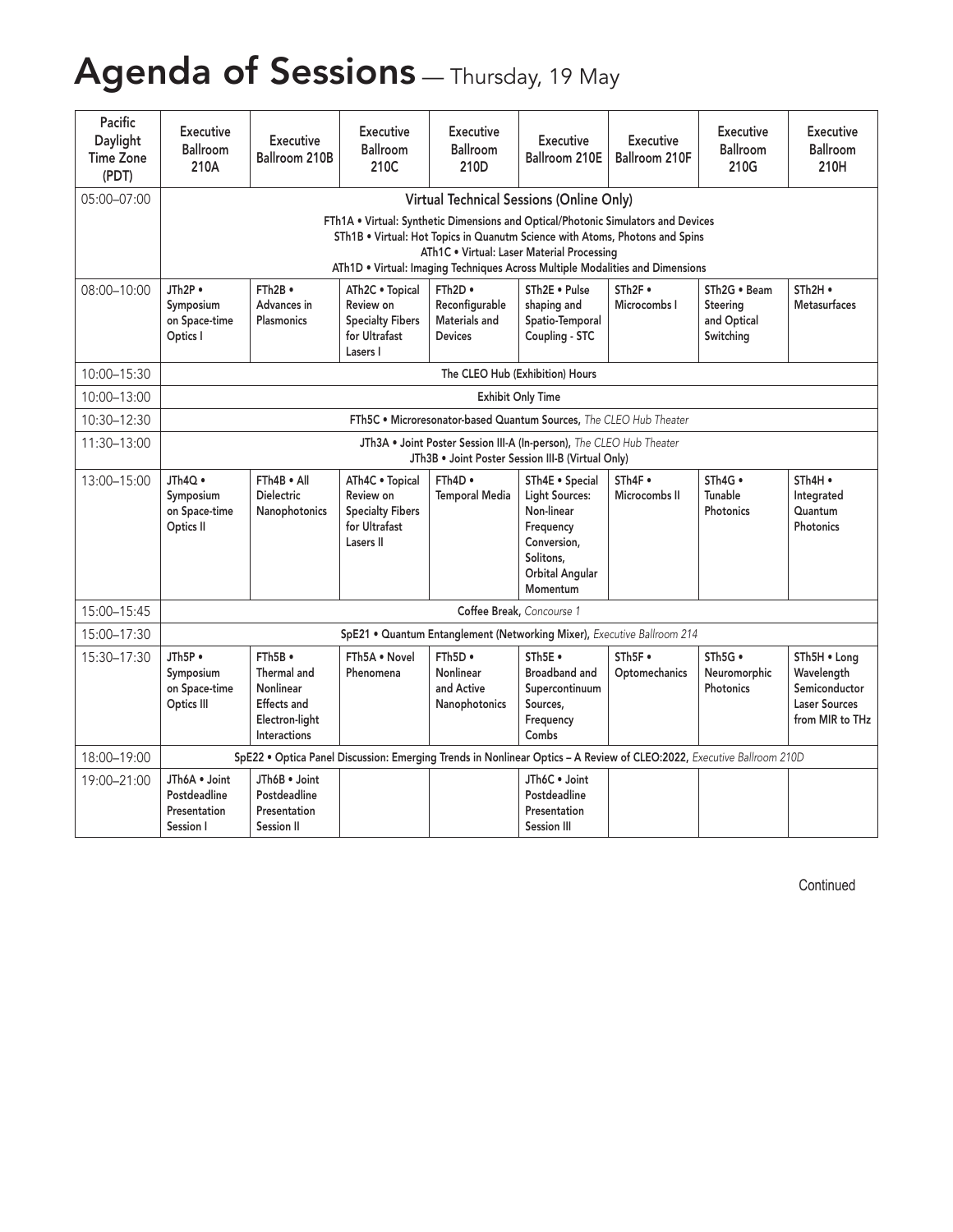# Agenda of Sessions — Thursday, 19 May

| Pacific Daylight Time Zone (PDT) | Executive Ballroom 210A | Executive Ballroom 210B | Executive Ballroom 210C | Executive Ballroom 210D | Executive Ballroom 210E | Executive Ballroom 210F | Executive Ballroom 210G | Executive Ballroom 210H |
|---|---|---|---|---|---|---|---|---|
| 05:00–07:00 | **Virtual Technical Sessions (Online Only)** FTh1A • Virtual: Synthetic Dimensions and Optical/Photonic Simulators and Devices; STh1B • Virtual: Hot Topics in Quanutm Science with Atoms, Photons and Spins; ATh1C • Virtual: Laser Material Processing; ATh1D • Virtual: Imaging Techniques Across Multiple Modalities and Dimensions | | | | | | | |
| 08:00–10:00 | JTh2P • Symposium on Space-time Optics I | FTh2B • Advances in Plasmonics | ATh2C • Topical Review on Specialty Fibers for Ultrafast Lasers I | FTh2D • Reconfigurable Materials and Devices | STh2E • Pulse shaping and Spatio-Temporal Coupling - STC | STh2F • Microcombs I | STh2G • Beam Steering and Optical Switching | STh2H • Metasurfaces |
| 10:00–15:30 | The CLEO Hub (Exhibition) Hours | | | | | | | |
| 10:00–13:00 | Exhibit Only Time | | | | | | | |
| 10:30–12:30 | FTh5C • Microresonator-based Quantum Sources, *The CLEO Hub Theater* | | | | | | | |
| 11:30–13:00 | JTh3A • Joint Poster Session III-A (In-person), *The CLEO Hub Theater*; JTh3B • Joint Poster Session III-B (Virtual Only) | | | | | | | |
| 13:00–15:00 | JTh4Q • Symposium on Space-time Optics II | FTh4B • All Dielectric Nanophotonics | ATh4C • Topical Review on Specialty Fibers for Ultrafast Lasers II | FTh4D • Temporal Media | STh4E • Special Light Sources: Non-linear Frequency Conversion, Solitons, Orbital Angular Momentum | STh4F • Microcombs II | STh4G • Tunable Photonics | STh4H • Integrated Quantum Photonics |
| 15:00–15:45 | Coffee Break, *Concourse 1* | | | | | | | |
| 15:00–17:30 | SpE21 • Quantum Entanglement (Networking Mixer), *Executive Ballroom 214* | | | | | | | |
| 15:30–17:30 | JTh5P • Symposium on Space-time Optics III | FTh5B • Thermal and Nonlinear Effects and Electron-light Interactions | FTh5A • Novel Phenomena | FTh5D • Nonlinear and Active Nanophotonics | STh5E • Broadband and Supercontinuum Sources, Frequency Combs | STh5F • Optomechanics | STh5G • Neuromorphic Photonics | STh5H • Long Wavelength Semiconductor Laser Sources from MIR to THz |
| 18:00–19:00 | SpE22 • Optica Panel Discussion: Emerging Trends in Nonlinear Optics – A Review of CLEO:2022, *Executive Ballroom 210D* | | | | | | | |
| 19:00–21:00 | JTh6A • Joint Postdeadline Presentation Session I | JTh6B • Joint Postdeadline Presentation Session II | | | JTh6C • Joint Postdeadline Presentation Session III | | | |

Continued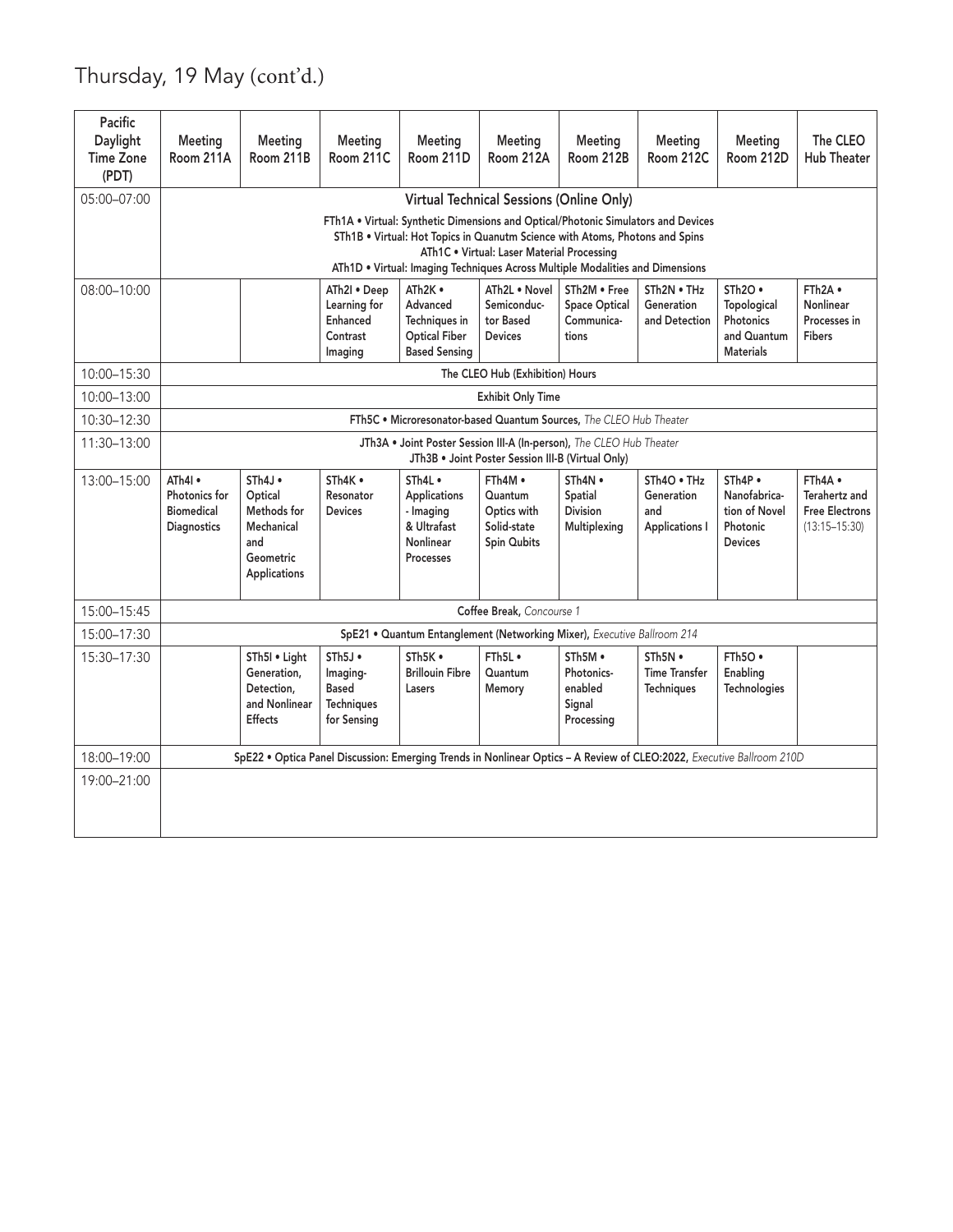# Thursday, 19 May (cont'd.)

| Pacific Daylight Time Zone (PDT) | Meeting Room 211A | Meeting Room 211B | Meeting Room 211C | Meeting Room 211D | Meeting Room 212A | Meeting Room 212B | Meeting Room 212C | Meeting Room 212D | The CLEO Hub Theater |
|---|---|---|---|---|---|---|---|---|---|
| 05:00–07:00 | **Virtual Technical Sessions (Online Only)** FTh1A • Virtual: Synthetic Dimensions and Optical/Photonic Simulators and Devices; STh1B • Virtual: Hot Topics in Quanutm Science with Atoms, Photons and Spins; ATh1C • Virtual: Laser Material Processing; ATh1D • Virtual: Imaging Techniques Across Multiple Modalities and Dimensions | | | | | | | | |
| 08:00–10:00 | | | ATh2I • Deep Learning for Enhanced Contrast Imaging | ATh2K • Advanced Techniques in Optical Fiber Based Sensing | ATh2L • Novel Semiconductor Based Devices | STh2M • Free Space Optical Communications | STh2N • THz Generation and Detection | STh2O • Topological Photonics and Quantum Materials | FTh2A • Nonlinear Processes in Fibers |
| 10:00–15:30 | The CLEO Hub (Exhibition) Hours | | | | | | | | |
| 10:00–13:00 | Exhibit Only Time | | | | | | | | |
| 10:30–12:30 | FTh5C • Microresonator-based Quantum Sources, *The CLEO Hub Theater* | | | | | | | | |
| 11:30–13:00 | JTh3A • Joint Poster Session III-A (In-person), *The CLEO Hub Theater*; JTh3B • Joint Poster Session III-B (Virtual Only) | | | | | | | | |
| 13:00–15:00 | ATh4I • Photonics for Biomedical Diagnostics | STh4J • Optical Methods for Mechanical and Geometric Applications | STh4K • Resonator Devices | STh4L • Applications - Imaging & Ultrafast Nonlinear Processes | FTh4M • Quantum Optics with Solid-state Spin Qubits | STh4N • Spatial Division Multiplexing | STh4O • THz Generation and Applications I | STh4P • Nanofabrication of Novel Photonic Devices | FTh4A • Terahertz and Free Electrons (13:15–15:30) |
| 15:00–15:45 | Coffee Break, *Concourse 1* | | | | | | | | |
| 15:00–17:30 | SpE21 • Quantum Entanglement (Networking Mixer), *Executive Ballroom 214* | | | | | | | | |
| 15:30–17:30 | | STh5I • Light Generation, Detection, and Nonlinear Effects | STh5J • Imaging-Based Techniques for Sensing | STh5K • Brillouin Fibre Lasers | FTh5L • Quantum Memory | STh5M • Photonics-enabled Signal Processing | STh5N • Time Transfer Techniques | FTh5O • Enabling Technologies | |
| 18:00–19:00 | SpE22 • Optica Panel Discussion: Emerging Trends in Nonlinear Optics – A Review of CLEO:2022, *Executive Ballroom 210D* | | | | | | | | |
| 19:00–21:00 | | | | | | | | | |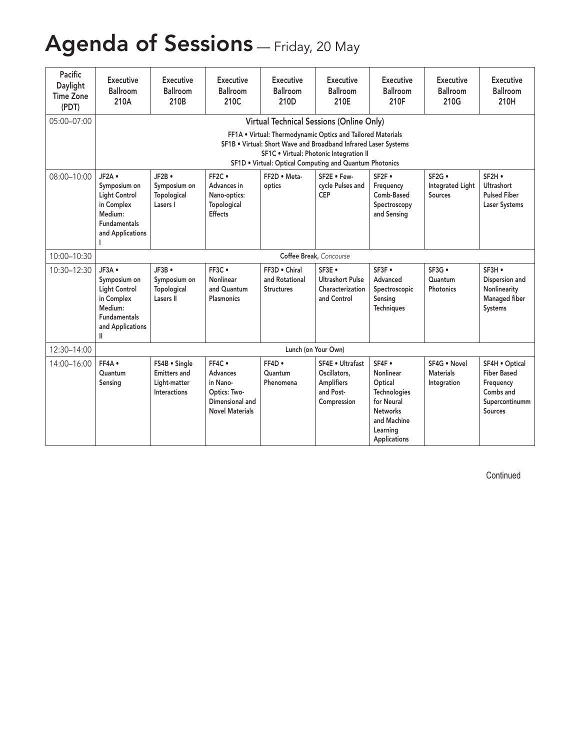# Agenda of Sessions — Friday, 20 May

| Pacific Daylight Time Zone (PDT) | Executive Ballroom 210A | Executive Ballroom 210B | Executive Ballroom 210C | Executive Ballroom 210D | Executive Ballroom 210E | Executive Ballroom 210F | Executive Ballroom 210G | Executive Ballroom 210H |
|---|---|---|---|---|---|---|---|---|
| 05:00–07:00 | **Virtual Technical Sessions (Online Only)**<br>FF1A • Virtual: Thermodynamic Optics and Tailored Materials<br>SF1B • Virtual: Short Wave and Broadband Infrared Laser Systems<br>SF1C • Virtual: Photonic Integration II<br>SF1D • Virtual: Optical Computing and Quantum Photonics | | | | | | | |
| 08:00–10:00 | JF2A • Symposium on Light Control in Complex Medium: Fundamentals and Applications I | JF2B • Symposium on Topological Lasers I | FF2C • Advances in Nano-optics: Topological Effects | FF2D • Meta-optics | SF2E • Few-cycle Pulses and CEP | SF2F • Frequency Comb-Based Spectroscopy and Sensing | SF2G • Integrated Light Sources | SF2H • Ultrashort Pulsed Fiber Laser Systems |
| 10:00–10:30 | Coffee Break, *Concourse* | | | | | | | |
| 10:30–12:30 | JF3A • Symposium on Light Control in Complex Medium: Fundamentals and Applications II | JF3B • Symposium on Topological Lasers II | FF3C • Nonlinear and Quantum Plasmonics | FF3D • Chiral and Rotational Structures | SF3E • Ultrashort Pulse Characterization and Control | SF3F • Advanced Spectroscopic Sensing Techniques | SF3G • Quantum Photonics | SF3H • Dispersion and Nonlinearity Managed fiber Systems |
| 12:30–14:00 | Lunch (on Your Own) | | | | | | | |
| 14:00–16:00 | FF4A • Quantum Sensing | FS4B • Single Emitters and Light-matter Interactions | FF4C • Advances in Nano-Optics: Two-Dimensional and Novel Materials | FF4D • Quantum Phenomena | SF4E • Ultrafast Oscillators, Amplifiers and Post-Compression | SF4F • Nonlinear Optical Technologies for Neural Networks and Machine Learning Applications | SF4G • Novel Materials Integration | SF4H • Optical Fiber Based Frequency Combs and Supercontinumm Sources |

Continued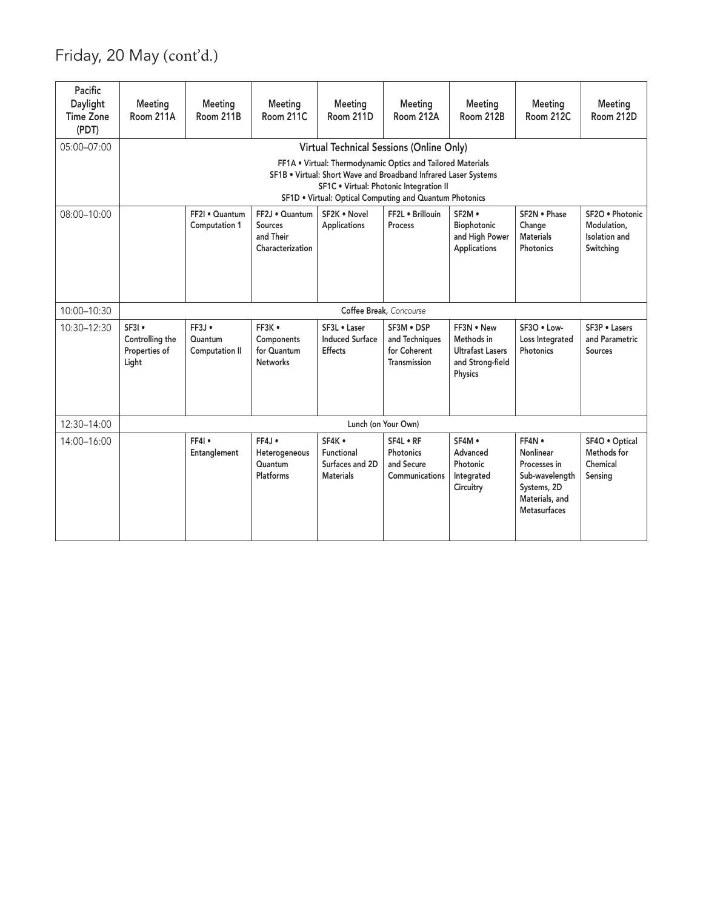# Friday, 20 May (cont'd.)

| Pacific Daylight Time Zone (PDT) | Meeting Room 211A | Meeting Room 211B | Meeting Room 211C | Meeting Room 211D | Meeting Room 212A | Meeting Room 212B | Meeting Room 212C | Meeting Room 212D |
|---|---|---|---|---|---|---|---|---|
| 05:00–07:00 | **Virtual Technical Sessions (Online Only)**<br>FF1A • Virtual: Thermodynamic Optics and Tailored Materials<br>SF1B • Virtual: Short Wave and Broadband Infrared Laser Systems<br>SF1C • Virtual: Photonic Integration II<br>SF1D • Virtual: Optical Computing and Quantum Photonics | | | | | | | |
| 08:00–10:00 | | FF2I • Quantum Computation 1 | FF2J • Quantum Sources and Their Characterization | SF2K • Novel Applications | FF2L • Brillouin Process | SF2M • Biophotonic and High Power Applications | SF2N • Phase Change Materials Photonics | SF2O • Photonic Modulation, Isolation and Switching |
| 10:00–10:30 | **Coffee Break**, *Concourse* | | | | | | | |
| 10:30–12:30 | SF3I • Controlling the Properties of Light | FF3J • Quantum Computation II | FF3K • Components for Quantum Networks | SF3L • Laser Induced Surface Effects | SF3M • DSP and Techniques for Coherent Transmission | FF3N • New Methods in Ultrafast Lasers and Strong-field Physics | SF3O • Low-Loss Integrated Photonics | SF3P • Lasers and Parametric Sources |
| 12:30–14:00 | Lunch (on Your Own) | | | | | | | |
| 14:00–16:00 | | FF4I • Entanglement | FF4J • Heterogeneous Quantum Platforms | SF4K • Functional Surfaces and 2D Materials | SF4L • RF Photonics and Secure Communications | SF4M • Advanced Photonic Integrated Circuitry | FF4N • Nonlinear Processes in Sub-wavelength Systems, 2D Materials, and Metasurfaces | SF4O • Optical Methods for Chemical Sensing |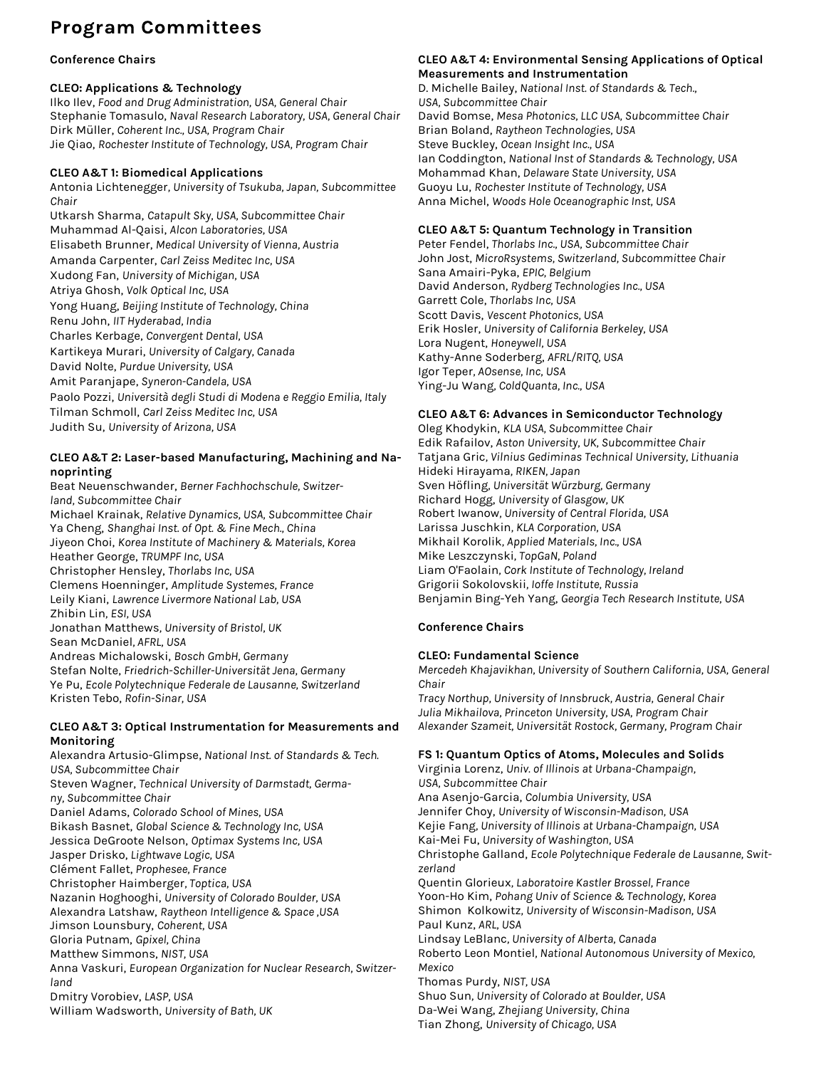# Program Committees

## Conference Chairs

### CLEO: Applications & Technology

Ilko Ilev, *Food and Drug Administration, USA, General Chair*
Stephanie Tomasulo, *Naval Research Laboratory, USA, General Chair*
Dirk Müller, *Coherent Inc., USA, Program Chair*
Jie Qiao, *Rochester Institute of Technology, USA, Program Chair*

### CLEO A&T 1: Biomedical Applications

Antonia Lichtenegger, *University of Tsukuba, Japan, Subcommittee Chair*
Utkarsh Sharma, *Catapult Sky, USA, Subcommittee Chair*
Muhammad Al-Qaisi, *Alcon Laboratories, USA*
Elisabeth Brunner, *Medical University of Vienna, Austria*
Amanda Carpenter, *Carl Zeiss Meditec Inc, USA*
Xudong Fan, *University of Michigan, USA*
Atriya Ghosh, *Volk Optical Inc, USA*
Yong Huang, *Beijing Institute of Technology, China*
Renu John, *IIT Hyderabad, India*
Charles Kerbage, *Convergent Dental, USA*
Kartikeya Murari, *University of Calgary, Canada*
David Nolte, *Purdue University, USA*
Amit Paranjape, *Syneron-Candela, USA*
Paolo Pozzi, *Università degli Studi di Modena e Reggio Emilia, Italy*
Tilman Schmoll, *Carl Zeiss Meditec Inc, USA*
Judith Su, *University of Arizona, USA*

### CLEO A&T 2: Laser-based Manufacturing, Machining and Nanoprinting

Beat Neuenschwander, *Berner Fachhochschule, Switzerland, Subcommittee Chair*
Michael Krainak, *Relative Dynamics, USA, Subcommittee Chair*
Ya Cheng, *Shanghai Inst. of Opt. & Fine Mech., China*
Jiyeon Choi, *Korea Institute of Machinery & Materials, Korea*
Heather George, *TRUMPF Inc, USA*
Christopher Hensley, *Thorlabs Inc, USA*
Clemens Hoenninger, *Amplitude Systemes, France*
Leily Kiani, *Lawrence Livermore National Lab, USA*
Zhibin Lin, *ESI, USA*
Jonathan Matthews, *University of Bristol, UK*
Sean McDaniel, *AFRL, USA*
Andreas Michalowski, *Bosch GmbH, Germany*
Stefan Nolte, *Friedrich-Schiller-Universität Jena, Germany*
Ye Pu, *Ecole Polytechnique Federale de Lausanne, Switzerland*
Kristen Tebo, *Rofin-Sinar, USA*

### CLEO A&T 3: Optical Instrumentation for Measurements and Monitoring

Alexandra Artusio-Glimpse, *National Inst. of Standards & Tech. USA, Subcommittee Chair*
Steven Wagner, *Technical University of Darmstadt, Germany, Subcommittee Chair*
Daniel Adams, *Colorado School of Mines, USA*
Bikash Basnet, *Global Science & Technology Inc, USA*
Jessica DeGroote Nelson, *Optimax Systems Inc, USA*
Jasper Drisko, *Lightwave Logic, USA*
Clément Fallet, *Prophesee, France*
Christopher Haimberger, *Toptica, USA*
Nazanin Hoghooghi, *University of Colorado Boulder, USA*
Alexandra Latshaw, *Raytheon Intelligence & Space ,USA*
Jimson Lounsbury, *Coherent, USA*
Gloria Putnam, *Gpixel, China*
Matthew Simmons, *NIST, USA*
Anna Vaskuri, *European Organization for Nuclear Research, Switzerland*
Dmitry Vorobiev, *LASP, USA*
William Wadsworth, *University of Bath, UK*

### CLEO A&T 4: Environmental Sensing Applications of Optical Measurements and Instrumentation

D. Michelle Bailey, *National Inst. of Standards & Tech., USA, Subcommittee Chair*
David Bomse, *Mesa Photonics, LLC USA, Subcommittee Chair*
Brian Boland, *Raytheon Technologies, USA*
Steve Buckley, *Ocean Insight Inc., USA*
Ian Coddington, *National Inst of Standards & Technology, USA*
Mohammad Khan, *Delaware State University, USA*
Guoyu Lu, *Rochester Institute of Technology, USA*
Anna Michel, *Woods Hole Oceanographic Inst, USA*

### CLEO A&T 5: Quantum Technology in Transition

Peter Fendel, *Thorlabs Inc., USA, Subcommittee Chair*
John Jost, *MicroRsystems, Switzerland, Subcommittee Chair*
Sana Amairi-Pyka, *EPIC, Belgium*
David Anderson, *Rydberg Technologies Inc., USA*
Garrett Cole, *Thorlabs Inc, USA*
Scott Davis, *Vescent Photonics, USA*
Erik Hosler, *University of California Berkeley, USA*
Lora Nugent, *Honeywell, USA*
Kathy-Anne Soderberg, *AFRL/RITQ, USA*
Igor Teper, *AOsense, Inc, USA*
Ying-Ju Wang, *ColdQuanta, Inc., USA*

### CLEO A&T 6: Advances in Semiconductor Technology

Oleg Khodykin, *KLA USA, Subcommittee Chair*
Edik Rafailov, *Aston University, UK, Subcommittee Chair*
Tatjana Gric, *Vilnius Gediminas Technical University, Lithuania*
Hideki Hirayama, *RIKEN, Japan*
Sven Höfling, *Universität Würzburg, Germany*
Richard Hogg, *University of Glasgow, UK*
Robert Iwanow, *University of Central Florida, USA*
Larissa Juschkin, *KLA Corporation, USA*
Mikhail Korolik, *Applied Materials, Inc., USA*
Mike Leszczynski, *TopGaN, Poland*
Liam O'Faolain, *Cork Institute of Technology, Ireland*
Grigorii Sokolovskii, *Ioffe Institute, Russia*
Benjamin Bing-Yeh Yang, *Georgia Tech Research Institute, USA*

## Conference Chairs

### CLEO: Fundamental Science

*Mercedeh Khajavikhan, University of Southern California, USA, General Chair*
*Tracy Northup, University of Innsbruck, Austria, General Chair*
*Julia Mikhailova, Princeton University, USA, Program Chair*
*Alexander Szameit, Universität Rostock, Germany, Program Chair*

### FS 1: Quantum Optics of Atoms, Molecules and Solids

Virginia Lorenz, *Univ. of Illinois at Urbana-Champaign, USA, Subcommittee Chair*
Ana Asenjo-Garcia, *Columbia University, USA*
Jennifer Choy, *University of Wisconsin-Madison, USA*
Kejie Fang, *University of Illinois at Urbana-Champaign, USA*
Kai-Mei Fu, *University of Washington, USA*
Christophe Galland, *Ecole Polytechnique Federale de Lausanne, Switzerland*
Quentin Glorieux, *Laboratoire Kastler Brossel, France*
Yoon-Ho Kim, *Pohang Univ of Science & Technology, Korea*
Shimon Kolkowitz, *University of Wisconsin-Madison, USA*
Paul Kunz, *ARL, USA*
Lindsay LeBlanc, *University of Alberta, Canada*
Roberto Leon Montiel, *National Autonomous University of Mexico, Mexico*
Thomas Purdy, *NIST, USA*
Shuo Sun, *University of Colorado at Boulder, USA*
Da-Wei Wang, *Zhejiang University, China*
Tian Zhong, *University of Chicago, USA*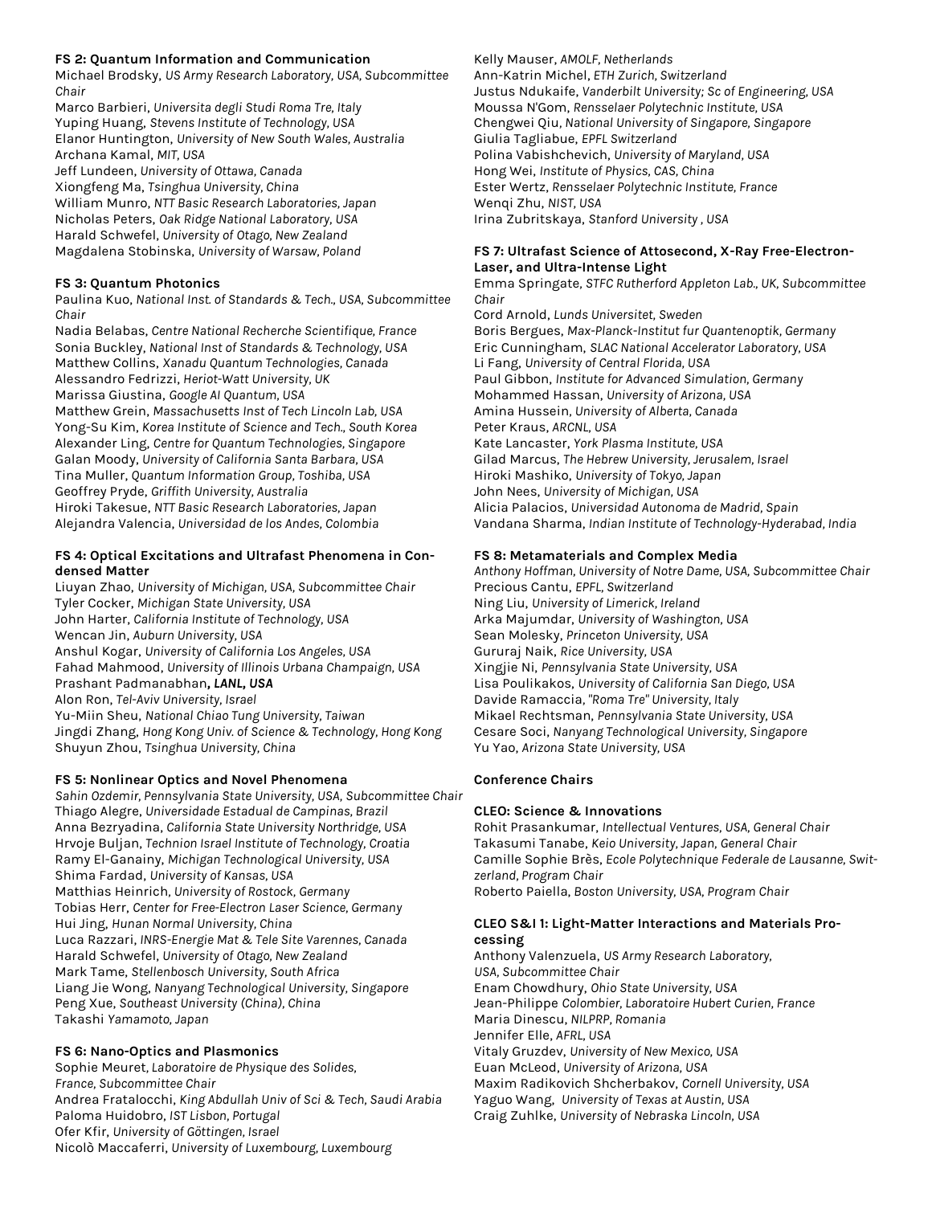**FS 2: Quantum Information and Communication**
Michael Brodsky, *US Army Research Laboratory, USA, Subcommittee Chair*
Marco Barbieri, *Universita degli Studi Roma Tre, Italy*
Yuping Huang, *Stevens Institute of Technology, USA*
Elanor Huntington, *University of New South Wales, Australia*
Archana Kamal, *MIT, USA*
Jeff Lundeen, *University of Ottawa, Canada*
Xiongfeng Ma, *Tsinghua University, China*
William Munro, *NTT Basic Research Laboratories, Japan*
Nicholas Peters, *Oak Ridge National Laboratory, USA*
Harald Schwefel, *University of Otago, New Zealand*
Magdalena Stobinska, *University of Warsaw, Poland*

**FS 3: Quantum Photonics**
Paulina Kuo, *National Inst. of Standards & Tech., USA, Subcommittee Chair*
Nadia Belabas, *Centre National Recherche Scientifique, France*
Sonia Buckley, *National Inst of Standards & Technology, USA*
Matthew Collins, *Xanadu Quantum Technologies, Canada*
Alessandro Fedrizzi, *Heriot-Watt University, UK*
Marissa Giustina, *Google AI Quantum, USA*
Matthew Grein, *Massachusetts Inst of Tech Lincoln Lab, USA*
Yong-Su Kim, *Korea Institute of Science and Tech., South Korea*
Alexander Ling, *Centre for Quantum Technologies, Singapore*
Galan Moody, *University of California Santa Barbara, USA*
Tina Muller, *Quantum Information Group, Toshiba, USA*
Geoffrey Pryde, *Griffith University, Australia*
Hiroki Takesue, *NTT Basic Research Laboratories, Japan*
Alejandra Valencia, *Universidad de los Andes, Colombia*

**FS 4: Optical Excitations and Ultrafast Phenomena in Condensed Matter**
Liuyan Zhao, *University of Michigan, USA, Subcommittee Chair*
Tyler Cocker, *Michigan State University, USA*
John Harter, *California Institute of Technology, USA*
Wencan Jin, *Auburn University, USA*
Anshul Kogar, *University of California Los Angeles, USA*
Fahad Mahmood, *University of Illinois Urbana Champaign, USA*
Prashant Padmanabhan, ***LANL, USA***
Alon Ron, *Tel-Aviv University, Israel*
Yu-Miin Sheu, *National Chiao Tung University, Taiwan*
Jingdi Zhang, *Hong Kong Univ. of Science & Technology, Hong Kong*
Shuyun Zhou, *Tsinghua University, China*

**FS 5: Nonlinear Optics and Novel Phenomena**
*Sahin Ozdemir, Pennsylvania State University, USA, Subcommittee Chair*
Thiago Alegre, *Universidade Estadual de Campinas, Brazil*
Anna Bezryadina, *California State University Northridge, USA*
Hrvoje Buljan, *Technion Israel Institute of Technology, Croatia*
Ramy El-Ganainy, *Michigan Technological University, USA*
Shima Fardad, *University of Kansas, USA*
Matthias Heinrich, *University of Rostock, Germany*
Tobias Herr, *Center for Free-Electron Laser Science, Germany*
Hui Jing, *Hunan Normal University, China*
Luca Razzari, *INRS-Energie Mat & Tele Site Varennes, Canada*
Harald Schwefel, *University of Otago, New Zealand*
Mark Tame, *Stellenbosch University, South Africa*
Liang Jie Wong, *Nanyang Technological University, Singapore*
Peng Xue, *Southeast University (China), China*
Takashi *Yamamoto, Japan*

**FS 6: Nano-Optics and Plasmonics**
Sophie Meuret, *Laboratoire de Physique des Solides, France, Subcommittee Chair*
Andrea Fratalocchi, *King Abdullah Univ of Sci & Tech, Saudi Arabia*
Paloma Huidobro, *IST Lisbon, Portugal*
Ofer Kfir, *University of Göttingen, Israel*
Nicolò Maccaferri, *University of Luxembourg, Luxembourg*
Kelly Mauser, *AMOLF, Netherlands*
Ann-Katrin Michel, *ETH Zurich, Switzerland*
Justus Ndukaife, *Vanderbilt University; Sc of Engineering, USA*
Moussa N'Gom, *Rensselaer Polytechnic Institute, USA*
Chengwei Qiu, *National University of Singapore, Singapore*
Giulia Tagliabue, *EPFL Switzerland*
Polina Vabishchevich, *University of Maryland, USA*
Hong Wei, *Institute of Physics, CAS, China*
Ester Wertz, *Rensselaer Polytechnic Institute, France*
Wenqi Zhu, *NIST, USA*
Irina Zubritskaya, *Stanford University , USA*

**FS 7: Ultrafast Science of Attosecond, X-Ray Free-Electron-Laser, and Ultra-Intense Light**
Emma Springate, *STFC Rutherford Appleton Lab., UK, Subcommittee Chair*
Cord Arnold, *Lunds Universitet, Sweden*
Boris Bergues, *Max-Planck-Institut fur Quantenoptik, Germany*
Eric Cunningham, *SLAC National Accelerator Laboratory, USA*
Li Fang, *University of Central Florida, USA*
Paul Gibbon, *Institute for Advanced Simulation, Germany*
Mohammed Hassan, *University of Arizona, USA*
Amina Hussein, *University of Alberta, Canada*
Peter Kraus, *ARCNL, USA*
Kate Lancaster, *York Plasma Institute, USA*
Gilad Marcus, *The Hebrew University, Jerusalem, Israel*
Hiroki Mashiko, *University of Tokyo, Japan*
John Nees, *University of Michigan, USA*
Alicia Palacios, *Universidad Autonoma de Madrid, Spain*
Vandana Sharma, *Indian Institute of Technology-Hyderabad, India*

**FS 8: Metamaterials and Complex Media**
*Anthony Hoffman, University of Notre Dame, USA, Subcommittee Chair*
Precious Cantu, *EPFL, Switzerland*
Ning Liu, *University of Limerick, Ireland*
Arka Majumdar, *University of Washington, USA*
Sean Molesky, *Princeton University, USA*
Gururaj Naik, *Rice University, USA*
Xingjie Ni, *Pennsylvania State University, USA*
Lisa Poulikakos, *University of California San Diego, USA*
Davide Ramaccia, *"Roma Tre" University, Italy*
Mikael Rechtsman, *Pennsylvania State University, USA*
Cesare Soci, *Nanyang Technological University, Singapore*
Yu Yao, *Arizona State University, USA*

**Conference Chairs**

**CLEO: Science & Innovations**
Rohit Prasankumar, *Intellectual Ventures, USA, General Chair*
Takasumi Tanabe, *Keio University, Japan, General Chair*
Camille Sophie Brès, *Ecole Polytechnique Federale de Lausanne, Switzerland, Program Chair*
Roberto Paiella, *Boston University, USA, Program Chair*

**CLEO S&I 1: Light-Matter Interactions and Materials Processing**
Anthony Valenzuela, *US Army Research Laboratory, USA, Subcommittee Chair*
Enam Chowdhury, *Ohio State University, USA*
Jean-Philippe *Colombier, Laboratoire Hubert Curien, France*
Maria Dinescu, *NILPRP, Romania*
Jennifer Elle, *AFRL, USA*
Vitaly Gruzdev, *University of New Mexico, USA*
Euan McLeod, *University of Arizona, USA*
Maxim Radikovich Shcherbakov, *Cornell University, USA*
Yaguo Wang, *University of Texas at Austin, USA*
Craig Zuhlke, *University of Nebraska Lincoln, USA*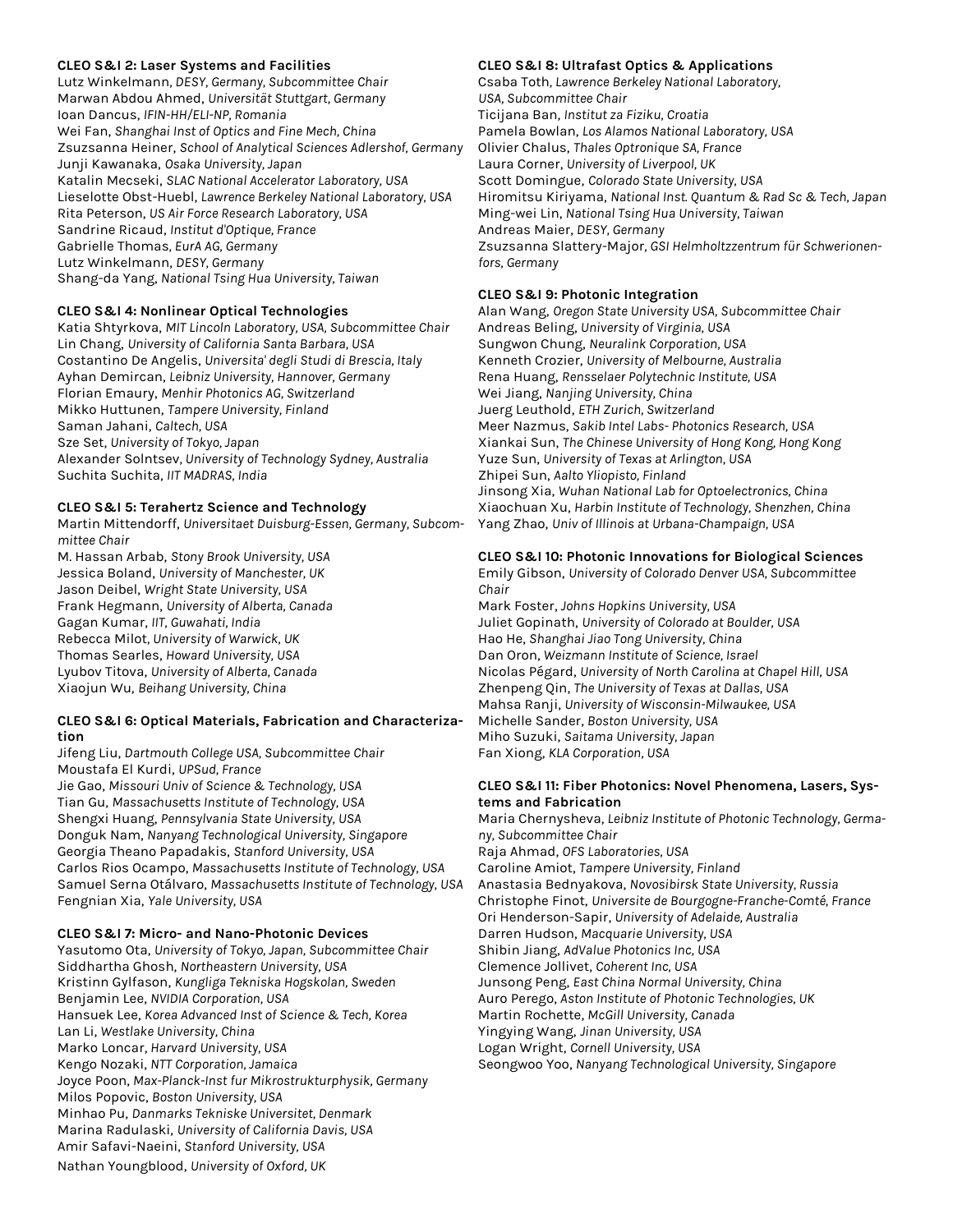**CLEO S&I 2: Laser Systems and Facilities**
Lutz Winkelmann, *DESY, Germany, Subcommittee Chair*
Marwan Abdou Ahmed, *Universität Stuttgart, Germany*
Ioan Dancus, *IFIN-HH/ELI-NP, Romania*
Wei Fan, *Shanghai Inst of Optics and Fine Mech, China*
Zsuzsanna Heiner, *School of Analytical Sciences Adlershof, Germany*
Junji Kawanaka, *Osaka University, Japan*
Katalin Mecseki, *SLAC National Accelerator Laboratory, USA*
Lieselotte Obst-Huebl, *Lawrence Berkeley National Laboratory, USA*
Rita Peterson, *US Air Force Research Laboratory, USA*
Sandrine Ricaud, *Institut d'Optique, France*
Gabrielle Thomas, *EurA AG, Germany*
Lutz Winkelmann, *DESY, Germany*
Shang-da Yang, *National Tsing Hua University, Taiwan*

**CLEO S&I 4: Nonlinear Optical Technologies**
Katia Shtyrkova, *MIT Lincoln Laboratory, USA, Subcommittee Chair*
Lin Chang, *University of California Santa Barbara, USA*
Costantino De Angelis, *Universita' degli Studi di Brescia, Italy*
Ayhan Demircan, *Leibniz University, Hannover, Germany*
Florian Emaury, *Menhir Photonics AG, Switzerland*
Mikko Huttunen, *Tampere University, Finland*
Saman Jahani, *Caltech, USA*
Sze Set, *University of Tokyo, Japan*
Alexander Solntsev, *University of Technology Sydney, Australia*
Suchita Suchita, *IIT MADRAS, India*

**CLEO S&I 5: Terahertz Science and Technology**
Martin Mittendorff, *Universitaet Duisburg-Essen, Germany, Subcommittee Chair*
M. Hassan Arbab, *Stony Brook University, USA*
Jessica Boland, *University of Manchester, UK*
Jason Deibel, *Wright State University, USA*
Frank Hegmann, *University of Alberta, Canada*
Gagan Kumar, *IIT, Guwahati, India*
Rebecca Milot, *University of Warwick, UK*
Thomas Searles, *Howard University, USA*
Lyubov Titova, *University of Alberta, Canada*
Xiaojun Wu, *Beihang University, China*

**CLEO S&I 6: Optical Materials, Fabrication and Characterization**
Jifeng Liu, *Dartmouth College USA, Subcommittee Chair*
Moustafa El Kurdi, *UPSud, France*
Jie Gao, *Missouri Univ of Science & Technology, USA*
Tian Gu, *Massachusetts Institute of Technology, USA*
Shengxi Huang, *Pennsylvania State University, USA*
Donguk Nam, *Nanyang Technological University, Singapore*
Georgia Theano Papadakis, *Stanford University, USA*
Carlos Rios Ocampo, *Massachusetts Institute of Technology, USA*
Samuel Serna Otálvaro, *Massachusetts Institute of Technology, USA*
Fengnian Xia, *Yale University, USA*

**CLEO S&I 7: Micro- and Nano-Photonic Devices**
Yasutomo Ota, *University of Tokyo, Japan, Subcommittee Chair*
Siddhartha Ghosh, *Northeastern University, USA*
Kristinn Gylfason, *Kungliga Tekniska Hogskolan, Sweden*
Benjamin Lee, *NVIDIA Corporation, USA*
Hansuek Lee, *Korea Advanced Inst of Science & Tech, Korea*
Lan Li, *Westlake University, China*
Marko Loncar, *Harvard University, USA*
Kengo Nozaki, *NTT Corporation, Jamaica*
Joyce Poon, *Max-Planck-Inst fur Mikrostrukturphysik, Germany*
Milos Popovic, *Boston University, USA*
Minhao Pu, *Danmarks Tekniske Universitet, Denmark*
Marina Radulaski, *University of California Davis, USA*
Amir Safavi-Naeini, *Stanford University, USA*
Nathan Youngblood, *University of Oxford, UK*

**CLEO S&I 8: Ultrafast Optics & Applications**
Csaba Toth, *Lawrence Berkeley National Laboratory, USA, Subcommittee Chair*
Ticijana Ban, *Institut za Fiziku, Croatia*
Pamela Bowlan, *Los Alamos National Laboratory, USA*
Olivier Chalus, *Thales Optronique SA, France*
Laura Corner, *University of Liverpool, UK*
Scott Domingue, *Colorado State University, USA*
Hiromitsu Kiriyama, *National Inst. Quantum & Rad Sc & Tech, Japan*
Ming-wei Lin, *National Tsing Hua University, Taiwan*
Andreas Maier, *DESY, Germany*
Zsuzsanna Slattery-Major, *GSI Helmholtzzentrum für Schwerionenfors, Germany*

**CLEO S&I 9: Photonic Integration**
Alan Wang, *Oregon State University USA, Subcommittee Chair*
Andreas Beling, *University of Virginia, USA*
Sungwon Chung, *Neuralink Corporation, USA*
Kenneth Crozier, *University of Melbourne, Australia*
Rena Huang, *Rensselaer Polytechnic Institute, USA*
Wei Jiang, *Nanjing University, China*
Juerg Leuthold, *ETH Zurich, Switzerland*
Meer Nazmus, *Sakib Intel Labs- Photonics Research, USA*
Xiankai Sun, *The Chinese University of Hong Kong, Hong Kong*
Yuze Sun, *University of Texas at Arlington, USA*
Zhipei Sun, *Aalto Yliopisto, Finland*
Jinsong Xia, *Wuhan National Lab for Optoelectronics, China*
Xiaochuan Xu, *Harbin Institute of Technology, Shenzhen, China*
Yang Zhao, *Univ of Illinois at Urbana-Champaign, USA*

**CLEO S&I 10: Photonic Innovations for Biological Sciences**
Emily Gibson, *University of Colorado Denver USA, Subcommittee Chair*
Mark Foster, *Johns Hopkins University, USA*
Juliet Gopinath, *University of Colorado at Boulder, USA*
Hao He, *Shanghai Jiao Tong University, China*
Dan Oron, *Weizmann Institute of Science, Israel*
Nicolas Pégard, *University of North Carolina at Chapel Hill, USA*
Zhenpeng Qin, *The University of Texas at Dallas, USA*
Mahsa Ranji, *University of Wisconsin-Milwaukee, USA*
Michelle Sander, *Boston University, USA*
Miho Suzuki, *Saitama University, Japan*
Fan Xiong, *KLA Corporation, USA*

**CLEO S&I 11: Fiber Photonics: Novel Phenomena, Lasers, Systems and Fabrication**
Maria Chernysheva, *Leibniz Institute of Photonic Technology, Germany, Subcommittee Chair*
Raja Ahmad, *OFS Laboratories, USA*
Caroline Amiot, *Tampere University, Finland*
Anastasia Bednyakova, *Novosibirsk State University, Russia*
Christophe Finot, *Universite de Bourgogne-Franche-Comté, France*
Ori Henderson-Sapir, *University of Adelaide, Australia*
Darren Hudson, *Macquarie University, USA*
Shibin Jiang, *AdValue Photonics Inc, USA*
Clemence Jollivet, *Coherent Inc, USA*
Junsong Peng, *East China Normal University, China*
Auro Perego, *Aston Institute of Photonic Technologies, UK*
Martin Rochette, *McGill University, Canada*
Yingying Wang, *Jinan University, USA*
Logan Wright, *Cornell University, USA*
Seongwoo Yoo, *Nanyang Technological University, Singapore*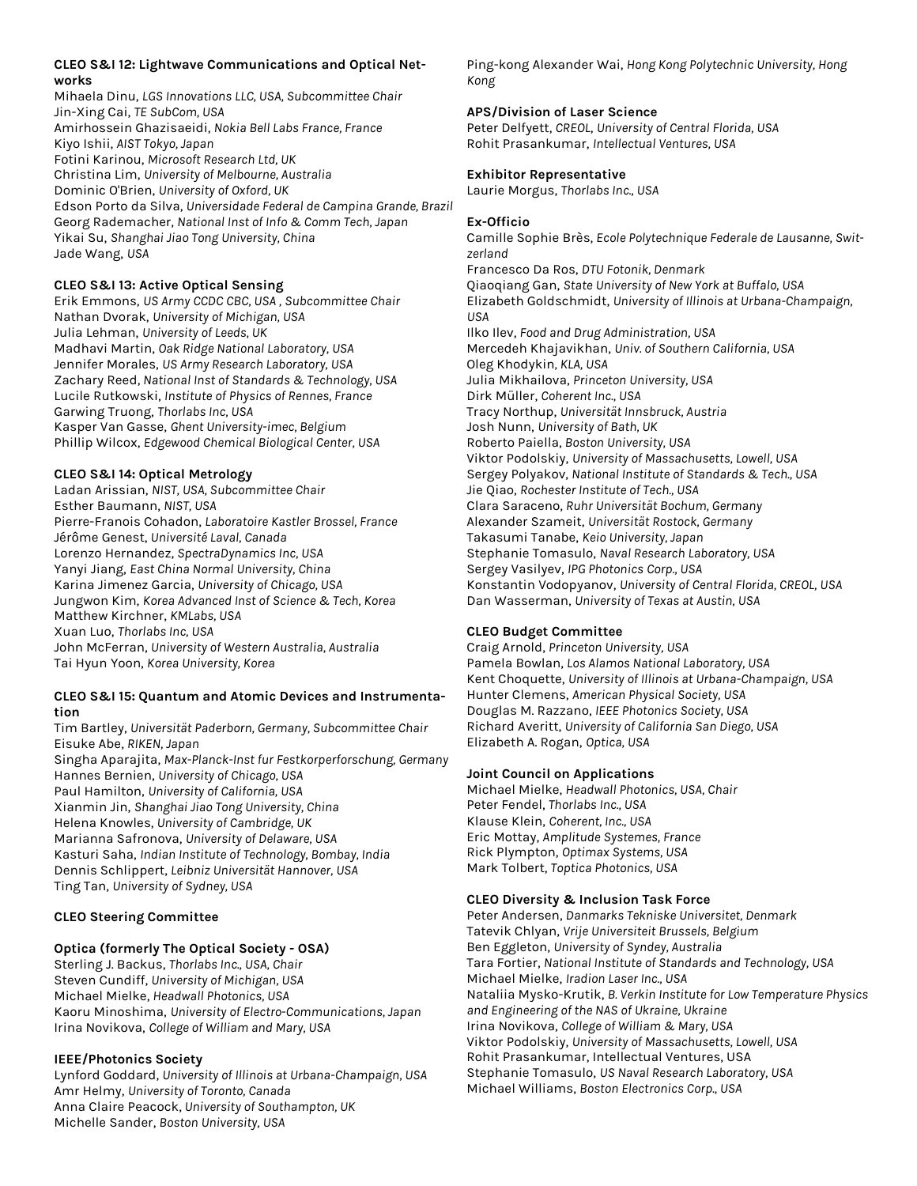### CLEO S&I 12: Lightwave Communications and Optical Networks

Mihaela Dinu, *LGS Innovations LLC, USA, Subcommittee Chair*
Jin-Xing Cai, *TE SubCom, USA*
Amirhossein Ghazisaeidi, *Nokia Bell Labs France, France*
Kiyo Ishii, *AIST Tokyo, Japan*
Fotini Karinou, *Microsoft Research Ltd, UK*
Christina Lim, *University of Melbourne, Australia*
Dominic O'Brien, *University of Oxford, UK*
Edson Porto da Silva, *Universidade Federal de Campina Grande, Brazil*
Georg Rademacher, *National Inst of Info & Comm Tech, Japan*
Yikai Su, *Shanghai Jiao Tong University, China*
Jade Wang, *USA*

### CLEO S&I 13: Active Optical Sensing

Erik Emmons, *US Army CCDC CBC, USA , Subcommittee Chair*
Nathan Dvorak, *University of Michigan, USA*
Julia Lehman, *University of Leeds, UK*
Madhavi Martin, *Oak Ridge National Laboratory, USA*
Jennifer Morales, *US Army Research Laboratory, USA*
Zachary Reed, *National Inst of Standards & Technology, USA*
Lucile Rutkowski, *Institute of Physics of Rennes, France*
Garwing Truong, *Thorlabs Inc, USA*
Kasper Van Gasse, *Ghent University-imec, Belgium*
Phillip Wilcox, *Edgewood Chemical Biological Center, USA*

### CLEO S&I 14: Optical Metrology

Ladan Arissian, *NIST, USA, Subcommittee Chair*
Esther Baumann, *NIST, USA*
Pierre-Franois Cohadon, *Laboratoire Kastler Brossel, France*
Jérôme Genest, *Université Laval, Canada*
Lorenzo Hernandez, *SpectraDynamics Inc, USA*
Yanyi Jiang, *East China Normal University, China*
Karina Jimenez Garcia, *University of Chicago, USA*
Jungwon Kim, *Korea Advanced Inst of Science & Tech, Korea*
Matthew Kirchner, *KMLabs, USA*
Xuan Luo, *Thorlabs Inc, USA*
John McFerran, *University of Western Australia, Australia*
Tai Hyun Yoon, *Korea University, Korea*

### CLEO S&I 15: Quantum and Atomic Devices and Instrumentation

Tim Bartley, *Universität Paderborn, Germany, Subcommittee Chair*
Eisuke Abe, *RIKEN, Japan*
Singha Aparajita, *Max-Planck-Inst fur Festkorperforschung, Germany*
Hannes Bernien, *University of Chicago, USA*
Paul Hamilton, *University of California, USA*
Xianmin Jin, *Shanghai Jiao Tong University, China*
Helena Knowles, *University of Cambridge, UK*
Marianna Safronova, *University of Delaware, USA*
Kasturi Saha, *Indian Institute of Technology, Bombay, India*
Dennis Schlippert, *Leibniz Universität Hannover, USA*
Ting Tan, *University of Sydney, USA*

### CLEO Steering Committee

### Optica (formerly The Optical Society - OSA)

Sterling J. Backus, *Thorlabs Inc., USA, Chair*
Steven Cundiff, *University of Michigan, USA*
Michael Mielke, *Headwall Photonics, USA*
Kaoru Minoshima, *University of Electro-Communications, Japan*
Irina Novikova, *College of William and Mary, USA*

### IEEE/Photonics Society

Lynford Goddard, *University of Illinois at Urbana-Champaign, USA*
Amr Helmy, *University of Toronto, Canada*
Anna Claire Peacock, *University of Southampton, UK*
Michelle Sander, *Boston University, USA*
Ping-kong Alexander Wai, *Hong Kong Polytechnic University, Hong Kong*

### APS/Division of Laser Science

Peter Delfyett, *CREOL, University of Central Florida, USA*
Rohit Prasankumar, *Intellectual Ventures, USA*

### Exhibitor Representative

Laurie Morgus, *Thorlabs Inc., USA*

### Ex-Officio

Camille Sophie Brès, *Ecole Polytechnique Federale de Lausanne, Switzerland*
Francesco Da Ros, *DTU Fotonik, Denmark*
Qiaoqiang Gan, *State University of New York at Buffalo, USA*
Elizabeth Goldschmidt, *University of Illinois at Urbana-Champaign, USA*
Ilko Ilev, *Food and Drug Administration, USA*
Mercedeh Khajavikhan, *Univ. of Southern California, USA*
Oleg Khodykin, *KLA, USA*
Julia Mikhailova, *Princeton University, USA*
Dirk Müller, *Coherent Inc., USA*
Tracy Northup, *Universität Innsbruck, Austria*
Josh Nunn, *University of Bath, UK*
Roberto Paiella, *Boston University, USA*
Viktor Podolskiy, *University of Massachusetts, Lowell, USA*
Sergey Polyakov, *National Institute of Standards & Tech., USA*
Jie Qiao, *Rochester Institute of Tech., USA*
Clara Saraceno, *Ruhr Universität Bochum, Germany*
Alexander Szameit, *Universität Rostock, Germany*
Takasumi Tanabe, *Keio University, Japan*
Stephanie Tomasulo, *Naval Research Laboratory, USA*
Sergey Vasilyev, *IPG Photonics Corp., USA*
Konstantin Vodopyanov, *University of Central Florida, CREOL, USA*
Dan Wasserman, *University of Texas at Austin, USA*

### CLEO Budget Committee

Craig Arnold, *Princeton University, USA*
Pamela Bowlan, *Los Alamos National Laboratory, USA*
Kent Choquette, *University of Illinois at Urbana-Champaign, USA*
Hunter Clemens, *American Physical Society, USA*
Douglas M. Razzano, *IEEE Photonics Society, USA*
Richard Averitt, *University of California San Diego, USA*
Elizabeth A. Rogan, *Optica, USA*

### Joint Council on Applications

Michael Mielke, *Headwall Photonics, USA, Chair*
Peter Fendel, *Thorlabs Inc., USA*
Klause Klein, *Coherent, Inc., USA*
Eric Mottay, *Amplitude Systemes, France*
Rick Plympton, *Optimax Systems, USA*
Mark Tolbert, *Toptica Photonics, USA*

### CLEO Diversity & Inclusion Task Force

Peter Andersen, *Danmarks Tekniske Universitet, Denmark*
Tatevik Chlyan, *Vrije Universiteit Brussels, Belgium*
Ben Eggleton, *University of Syndey, Australia*
Tara Fortier, *National Institute of Standards and Technology, USA*
Michael Mielke, *Iradion Laser Inc., USA*
Nataliia Mysko-Krutik, *B. Verkin Institute for Low Temperature Physics and Engineering of the NAS of Ukraine, Ukraine*
Irina Novikova, *College of William & Mary, USA*
Viktor Podolskiy, *University of Massachusetts, Lowell, USA*
Rohit Prasankumar, Intellectual Ventures, USA
Stephanie Tomasulo, *US Naval Research Laboratory, USA*
Michael Williams, *Boston Electronics Corp., USA*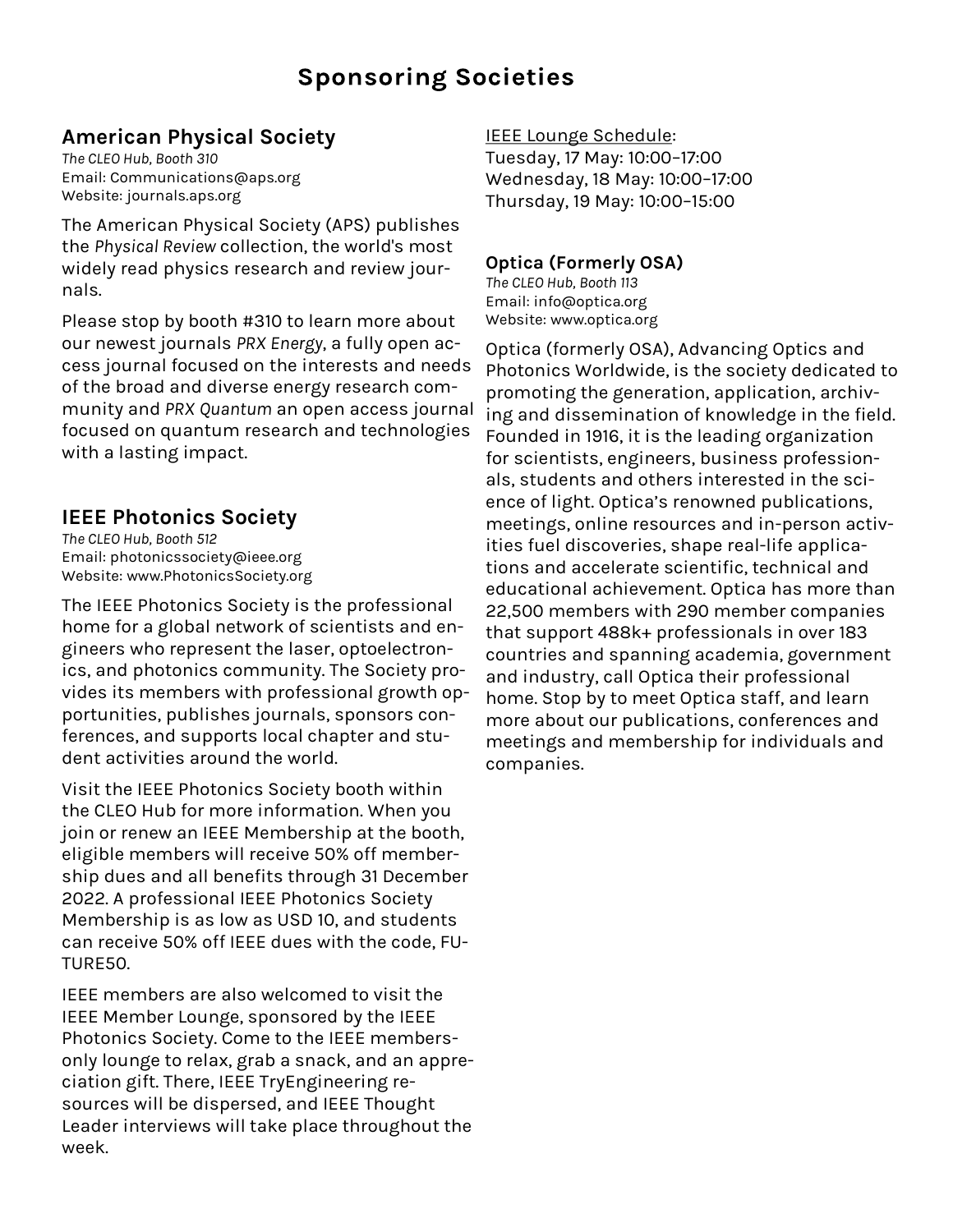# Sponsoring Societies

## American Physical Society

*The CLEO Hub, Booth 310*
Email: Communications@aps.org
Website: journals.aps.org

The American Physical Society (APS) publishes the *Physical Review* collection, the world's most widely read physics research and review journals.

Please stop by booth #310 to learn more about our newest journals *PRX Energy*, a fully open access journal focused on the interests and needs of the broad and diverse energy research community and *PRX Quantum* an open access journal focused on quantum research and technologies with a lasting impact.

## IEEE Photonics Society

*The CLEO Hub, Booth 512*
Email: photonicssociety@ieee.org
Website: www.PhotonicsSociety.org

The IEEE Photonics Society is the professional home for a global network of scientists and engineers who represent the laser, optoelectronics, and photonics community. The Society provides its members with professional growth opportunities, publishes journals, sponsors conferences, and supports local chapter and student activities around the world.

Visit the IEEE Photonics Society booth within the CLEO Hub for more information. When you join or renew an IEEE Membership at the booth, eligible members will receive 50% off membership dues and all benefits through 31 December 2022. A professional IEEE Photonics Society Membership is as low as USD 10, and students can receive 50% off IEEE dues with the code, FUTURE50.

IEEE members are also welcomed to visit the IEEE Member Lounge, sponsored by the IEEE Photonics Society. Come to the IEEE members-only lounge to relax, grab a snack, and an appreciation gift. There, IEEE TryEngineering resources will be dispersed, and IEEE Thought Leader interviews will take place throughout the week.

IEEE Lounge Schedule:
Tuesday, 17 May: 10:00–17:00
Wednesday, 18 May: 10:00–17:00
Thursday, 19 May: 10:00–15:00

### Optica (Formerly OSA)

*The CLEO Hub, Booth 113*
Email: info@optica.org
Website: www.optica.org

Optica (formerly OSA), Advancing Optics and Photonics Worldwide, is the society dedicated to promoting the generation, application, archiving and dissemination of knowledge in the field. Founded in 1916, it is the leading organization for scientists, engineers, business professionals, students and others interested in the science of light. Optica's renowned publications, meetings, online resources and in-person activities fuel discoveries, shape real-life applications and accelerate scientific, technical and educational achievement. Optica has more than 22,500 members with 290 member companies that support 488k+ professionals in over 183 countries and spanning academia, government and industry, call Optica their professional home. Stop by to meet Optica staff, and learn more about our publications, conferences and meetings and membership for individuals and companies.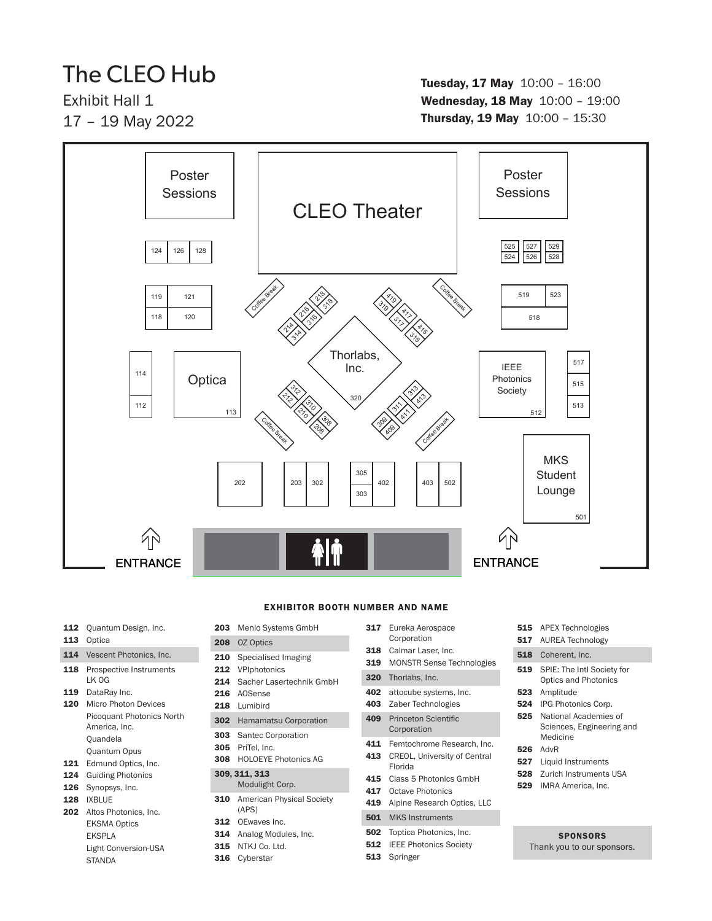# The CLEO Hub

Exhibit Hall 1

17 – 19 May 2022

**Tuesday, 17 May** 10:00 – 16:00
**Wednesday, 18 May** 10:00 – 19:00
**Thursday, 19 May** 10:00 – 15:30

Poster Sessions

CLEO Theater

Poster Sessions

124 126 128

525 527 529
524 526 528

119 121
118 120

Coffee Break

218 318 216 316 214 314

419 319 417 317 415 315

Coffee Break

519 523
518

114
112

Optica
113

Thorlabs, Inc.
320

IEEE Photonics Society
512

517
515
513

312 212 310 210 308 208

313 413 311 411 309 409

Coffee Break

Coffee Break

202

203 302

305
303
402

403 502

MKS Student Lounge
501

ENTRANCE

ENTRANCE

#### EXHIBITOR BOOTH NUMBER AND NAME

**112** Quantum Design, Inc.
**113** Optica
**114** Vescent Photonics, Inc.
**118** Prospective Instruments LK OG
**119** DataRay Inc.
**120** Micro Photon Devices
Picoquant Photonics North America, Inc.
Quandela
Quantum Opus
**121** Edmund Optics, Inc.
**124** Guiding Photonics
**126** Synopsys, Inc.
**128** IXBLUE
**202** Altos Photonics, Inc.
EKSMA Optics
EKSPLA
Light Conversion-USA
STANDA
**203** Menlo Systems GmbH
**208** OZ Optics
**210** Specialised Imaging
**212** VPIphotonics
**214** Sacher Lasertechnik GmbH
**216** AOSense
**218** Lumibird
**302** Hamamatsu Corporation
**303** Santec Corporation
**305** PriTel, Inc.
**308** HOLOEYE Photonics AG
**309, 311, 313** Modulight Corp.
**310** American Physical Society (APS)
**312** OEwaves Inc.
**314** Analog Modules, Inc.
**315** NTKJ Co. Ltd.
**316** Cyberstar
**317** Eureka Aerospace Corporation
**318** Calmar Laser, Inc.
**319** MONSTR Sense Technologies
**320** Thorlabs, Inc.
**402** attocube systems, Inc.
**403** Zaber Technologies
**409** Princeton Scientific Corporation
**411** Femtochrome Research, Inc.
**413** CREOL, University of Central Florida
**415** Class 5 Photonics GmbH
**417** Octave Photonics
**419** Alpine Research Optics, LLC
**501** MKS Instruments
**502** Toptica Photonics, Inc.
**512** IEEE Photonics Society
**513** Springer
**515** APEX Technologies
**517** AUREA Technology
**518** Coherent, Inc.
**519** SPIE: The Intl Society for Optics and Photonics
**523** Amplitude
**524** IPG Photonics Corp.
**525** National Academies of Sciences, Engineering and Medicine
**526** AdvR
**527** Liquid Instruments
**528** Zurich Instruments USA
**529** IMRA America, Inc.

**SPONSORS**
Thank you to our sponsors.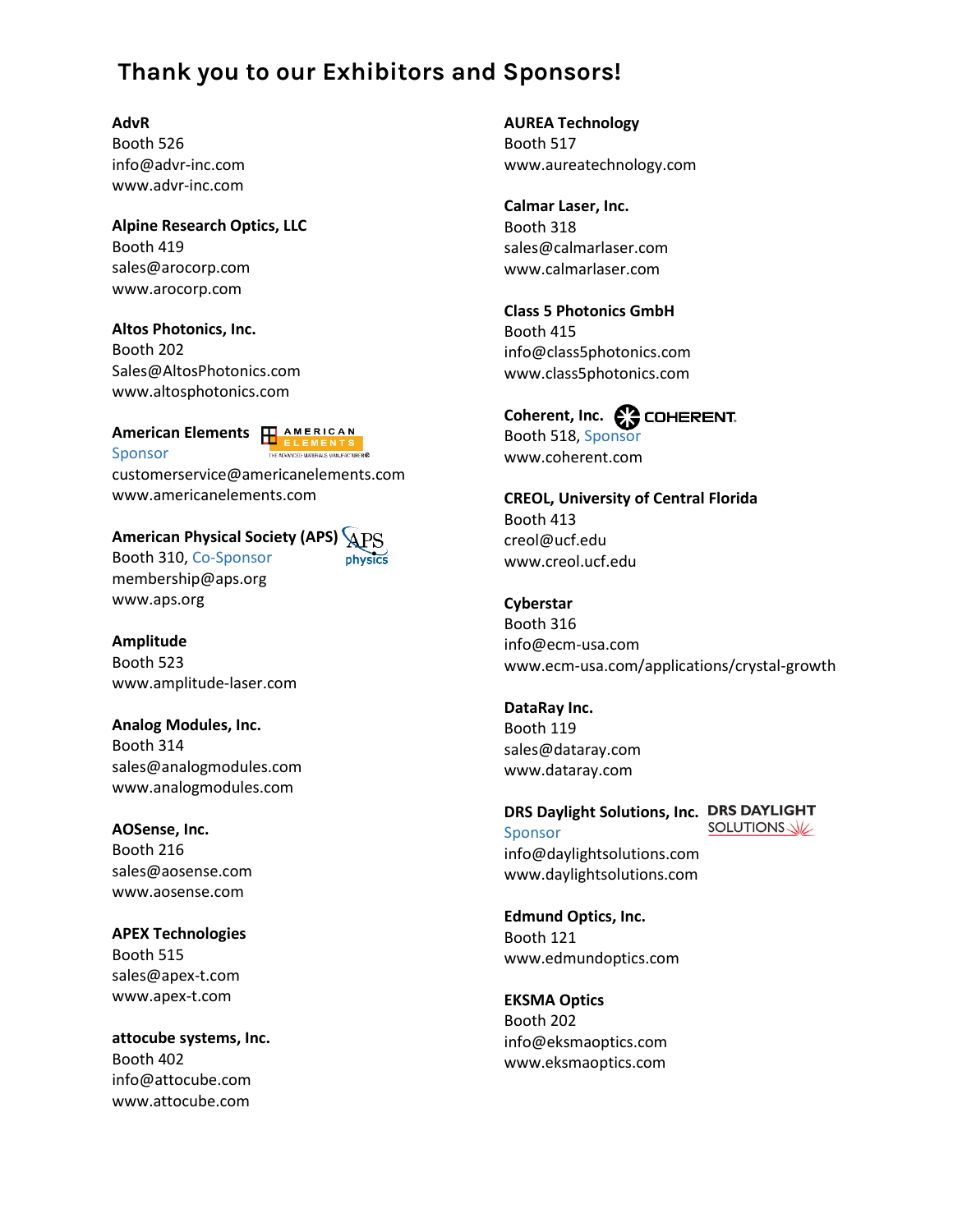# Thank you to our Exhibitors and Sponsors!

**AdvR**
Booth 526
info@advr-inc.com
www.advr-inc.com

**Alpine Research Optics, LLC**
Booth 419
sales@arocorp.com
www.arocorp.com

**Altos Photonics, Inc.**
Booth 202
Sales@AltosPhotonics.com
www.altosphotonics.com

**American Elements**
Sponsor
customerservice@americanelements.com
www.americanelements.com

**American Physical Society (APS)**
Booth 310, Co-Sponsor
membership@aps.org
www.aps.org

**Amplitude**
Booth 523
www.amplitude-laser.com

**Analog Modules, Inc.**
Booth 314
sales@analogmodules.com
www.analogmodules.com

**AOSense, Inc.**
Booth 216
sales@aosense.com
www.aosense.com

**APEX Technologies**
Booth 515
sales@apex-t.com
www.apex-t.com

**attocube systems, Inc.**
Booth 402
info@attocube.com
www.attocube.com

**AUREA Technology**
Booth 517
www.aureatechnology.com

**Calmar Laser, Inc.**
Booth 318
sales@calmarlaser.com
www.calmarlaser.com

**Class 5 Photonics GmbH**
Booth 415
info@class5photonics.com
www.class5photonics.com

**Coherent, Inc.**
Booth 518, Sponsor
www.coherent.com

**CREOL, University of Central Florida**
Booth 413
creol@ucf.edu
www.creol.ucf.edu

**Cyberstar**
Booth 316
info@ecm-usa.com
www.ecm-usa.com/applications/crystal-growth

**DataRay Inc.**
Booth 119
sales@dataray.com
www.dataray.com

**DRS Daylight Solutions, Inc.**
Sponsor
info@daylightsolutions.com
www.daylightsolutions.com

**Edmund Optics, Inc.**
Booth 121
www.edmundoptics.com

**EKSMA Optics**
Booth 202
info@eksmaoptics.com
www.eksmaoptics.com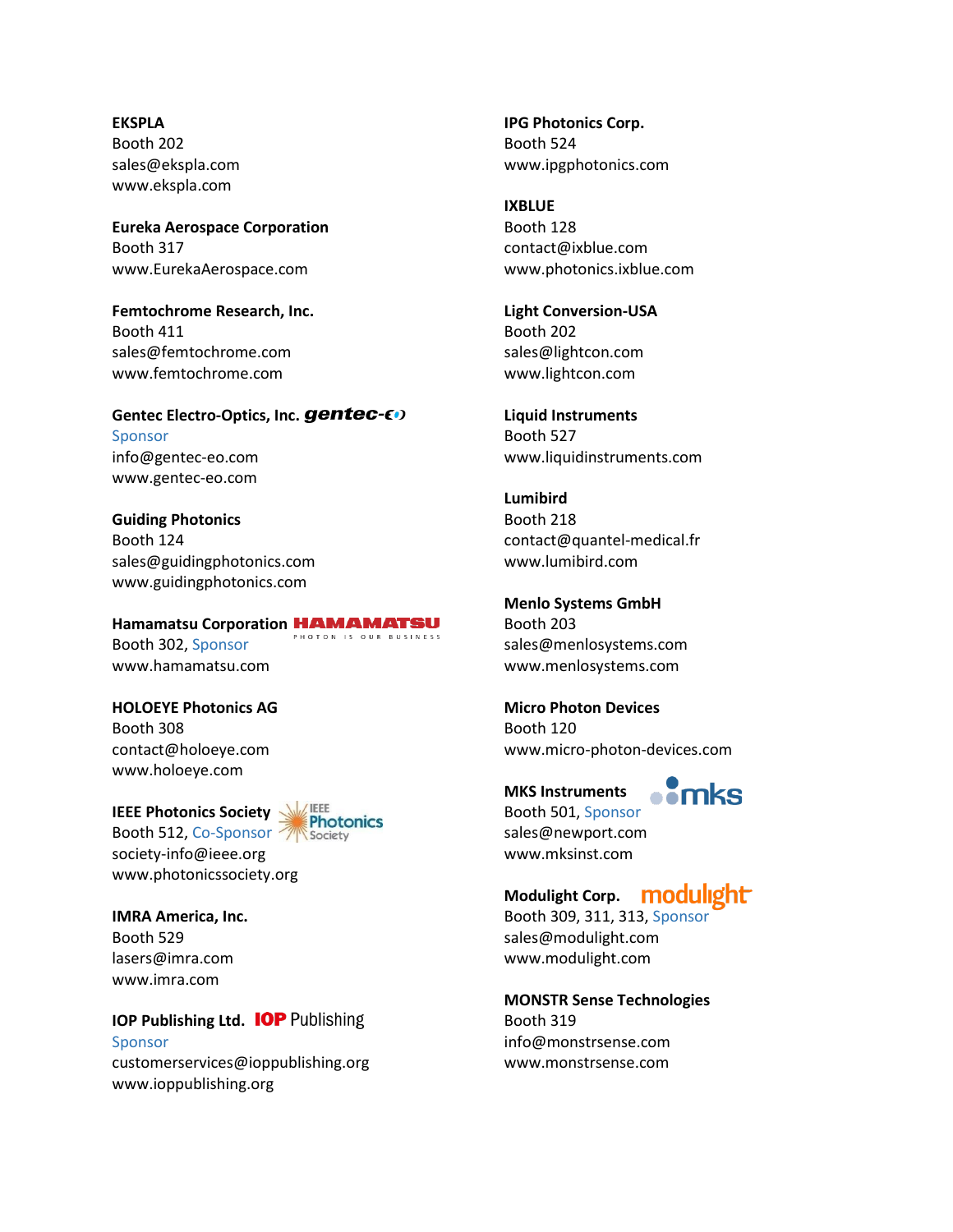**EKSPLA**
Booth 202
sales@ekspla.com
www.ekspla.com

**Eureka Aerospace Corporation**
Booth 317
www.EurekaAerospace.com

**Femtochrome Research, Inc.**
Booth 411
sales@femtochrome.com
www.femtochrome.com

**Gentec Electro-Optics, Inc.**
Sponsor
info@gentec-eo.com
www.gentec-eo.com

**Guiding Photonics**
Booth 124
sales@guidingphotonics.com
www.guidingphotonics.com

**Hamamatsu Corporation**
Booth 302, Sponsor
www.hamamatsu.com

**HOLOEYE Photonics AG**
Booth 308
contact@holoeye.com
www.holoeye.com

**IEEE Photonics Society**
Booth 512, Co-Sponsor
society-info@ieee.org
www.photonicssociety.org

**IMRA America, Inc.**
Booth 529
lasers@imra.com
www.imra.com

**IOP Publishing Ltd.**
Sponsor
customerservices@ioppublishing.org
www.ioppublishing.org

**IPG Photonics Corp.**
Booth 524
www.ipgphotonics.com

**IXBLUE**
Booth 128
contact@ixblue.com
www.photonics.ixblue.com

**Light Conversion-USA**
Booth 202
sales@lightcon.com
www.lightcon.com

**Liquid Instruments**
Booth 527
www.liquidinstruments.com

**Lumibird**
Booth 218
contact@quantel-medical.fr
www.lumibird.com

**Menlo Systems GmbH**
Booth 203
sales@menlosystems.com
www.menlosystems.com

**Micro Photon Devices**
Booth 120
www.micro-photon-devices.com

**MKS Instruments**
Booth 501, Sponsor
sales@newport.com
www.mksinst.com

**Modulight Corp.**
Booth 309, 311, 313, Sponsor
sales@modulight.com
www.modulight.com

**MONSTR Sense Technologies**
Booth 319
info@monstrsense.com
www.monstrsense.com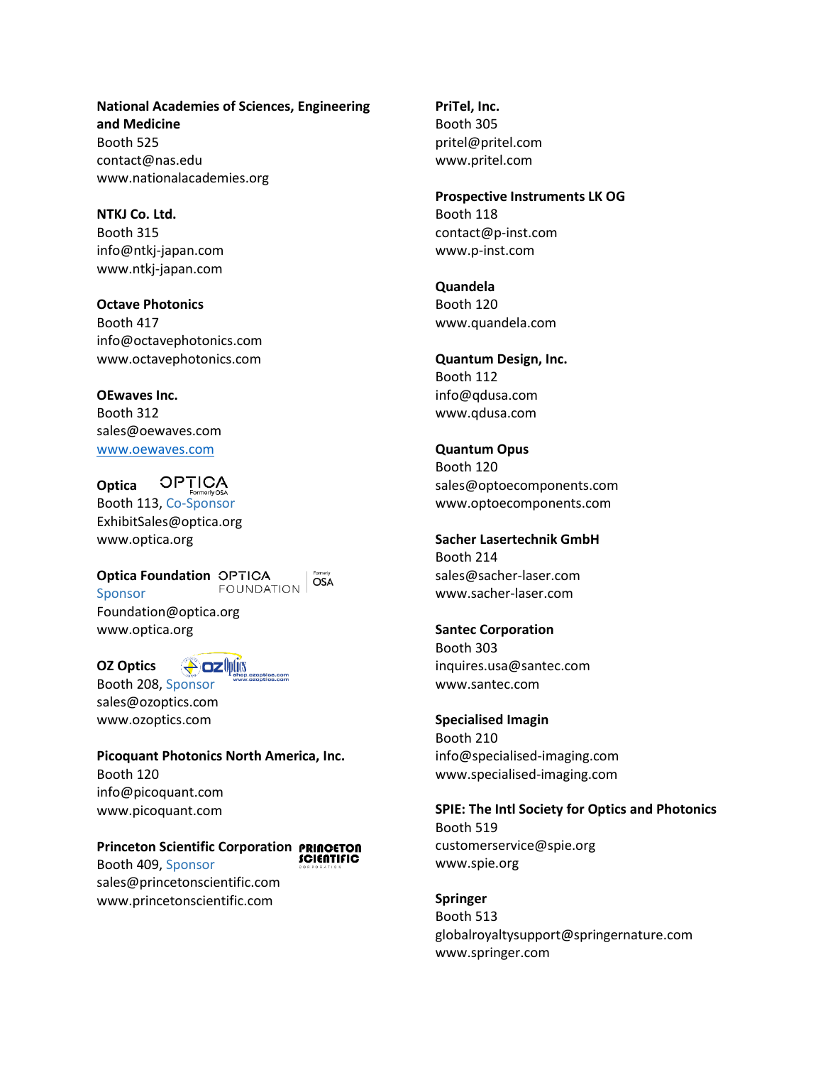**National Academies of Sciences, Engineering and Medicine**
Booth 525
contact@nas.edu
www.nationalacademies.org

**NTKJ Co. Ltd.**
Booth 315
info@ntkj-japan.com
www.ntkj-japan.com

**Octave Photonics**
Booth 417
info@octavephotonics.com
www.octavephotonics.com

**OEwaves Inc.**
Booth 312
sales@oewaves.com
www.oewaves.com

**Optica**
Booth 113, Co-Sponsor
ExhibitSales@optica.org
www.optica.org

**Optica Foundation**
Sponsor
Foundation@optica.org
www.optica.org

**OZ Optics**
Booth 208, Sponsor
sales@ozoptics.com
www.ozoptics.com

**Picoquant Photonics North America, Inc.**
Booth 120
info@picoquant.com
www.picoquant.com

**Princeton Scientific Corporation**
Booth 409, Sponsor
sales@princetonscientific.com
www.princetonscientific.com

**PriTel, Inc.**
Booth 305
pritel@pritel.com
www.pritel.com

**Prospective Instruments LK OG**
Booth 118
contact@p-inst.com
www.p-inst.com

**Quandela**
Booth 120
www.quandela.com

**Quantum Design, Inc.**
Booth 112
info@qdusa.com
www.qdusa.com

**Quantum Opus**
Booth 120
sales@optoecomponents.com
www.optoecomponents.com

**Sacher Lasertechnik GmbH**
Booth 214
sales@sacher-laser.com
www.sacher-laser.com

**Santec Corporation**
Booth 303
inquires.usa@santec.com
www.santec.com

**Specialised Imagin**
Booth 210
info@specialised-imaging.com
www.specialised-imaging.com

**SPIE: The Intl Society for Optics and Photonics**
Booth 519
customerservice@spie.org
www.spie.org

**Springer**
Booth 513
globalroyaltysupport@springernature.com
www.springer.com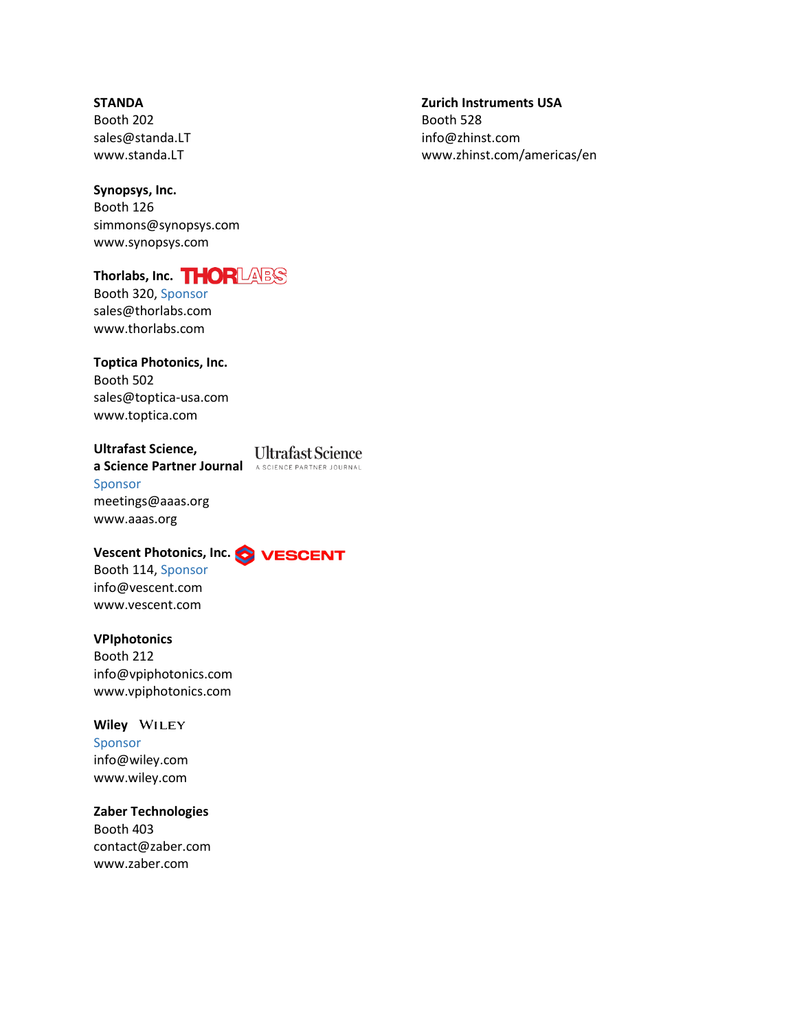**STANDA**
Booth 202
sales@standa.LT
www.standa.LT

**Synopsys, Inc.**
Booth 126
simmons@synopsys.com
www.synopsys.com

**Thorlabs, Inc.**
Booth 320, Sponsor
sales@thorlabs.com
www.thorlabs.com

**Toptica Photonics, Inc.**
Booth 502
sales@toptica-usa.com
www.toptica.com

**Ultrafast Science, a Science Partner Journal**
Sponsor
meetings@aaas.org
www.aaas.org

**Vescent Photonics, Inc.**
Booth 114, Sponsor
info@vescent.com
www.vescent.com

**VPIphotonics**
Booth 212
info@vpiphotonics.com
www.vpiphotonics.com

**Wiley**
Sponsor
info@wiley.com
www.wiley.com

**Zaber Technologies**
Booth 403
contact@zaber.com
www.zaber.com

**Zurich Instruments USA**
Booth 528
info@zhinst.com
www.zhinst.com/americas/en